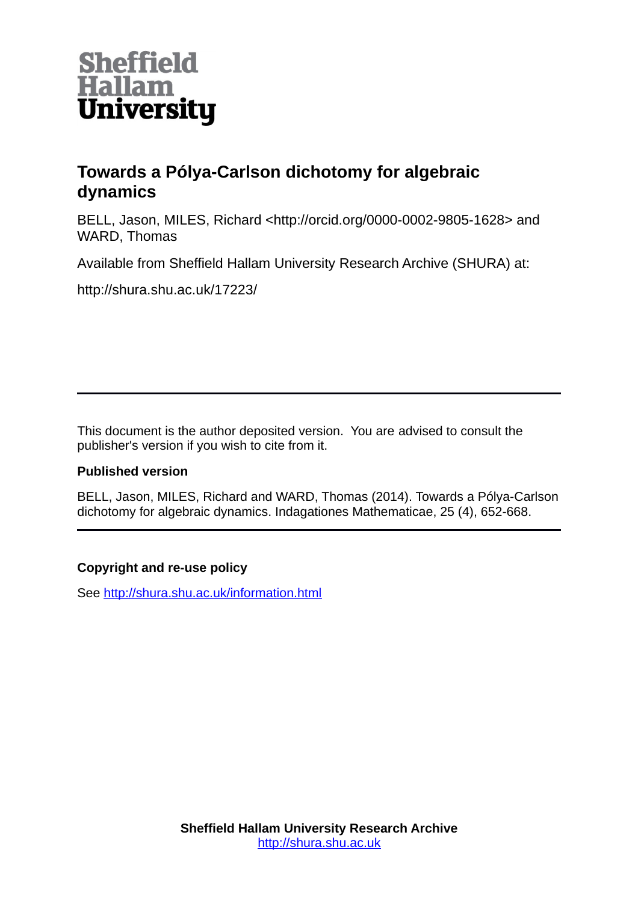Sheffield Hallam University

# Towards a Pólya-Carlson dichotomy for algebraic dynamics

BELL, Jason, MILES, Richard <http://orcid.org/0000-0002-9805-1628> and WARD, Thomas

Available from Sheffield Hallam University Research Archive (SHURA) at:

http://shura.shu.ac.uk/17223/

---

This document is the author deposited version. You are advised to consult the publisher's version if you wish to cite from it.

### Published version

BELL, Jason, MILES, Richard and WARD, Thomas (2014). Towards a Pólya-Carlson dichotomy for algebraic dynamics. Indagationes Mathematicae, 25 (4), 652-668.

---

### Copyright and re-use policy

See [http://shura.shu.ac.uk/information.html](http://shura.shu.ac.uk/information.html)

**Sheffield Hallam University Research Archive**
[http://shura.shu.ac.uk](http://shura.shu.ac.uk)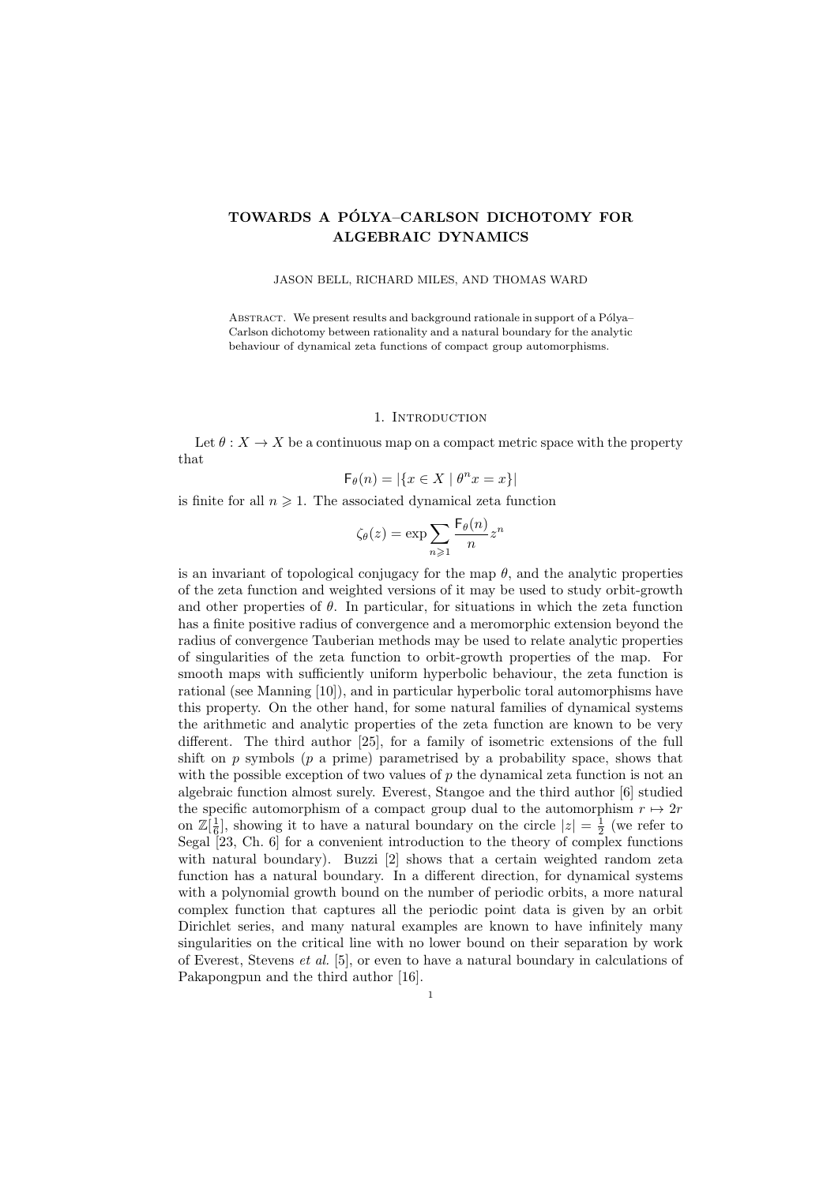# TOWARDS A PÓLYA–CARLSON DICHOTOMY FOR ALGEBRAIC DYNAMICS

JASON BELL, RICHARD MILES, AND THOMAS WARD

Abstract. We present results and background rationale in support of a Pólya–Carlson dichotomy between rationality and a natural boundary for the analytic behaviour of dynamical zeta functions of compact group automorphisms.

## 1. Introduction

Let $\theta : X \to X$ be a continuous map on a compact metric space with the property that

$$\mathsf{F}_{\theta}(n) = |\{x \in X \mid \theta^n x = x\}|$$

is finite for all $n \geqslant 1$. The associated dynamical zeta function

$$\zeta_{\theta}(z) = \exp \sum_{n \geqslant 1} \frac{\mathsf{F}_{\theta}(n)}{n} z^n$$

is an invariant of topological conjugacy for the map $\theta$, and the analytic properties of the zeta function and weighted versions of it may be used to study orbit-growth and other properties of $\theta$. In particular, for situations in which the zeta function has a finite positive radius of convergence and a meromorphic extension beyond the radius of convergence Tauberian methods may be used to relate analytic properties of singularities of the zeta function to orbit-growth properties of the map. For smooth maps with sufficiently uniform hyperbolic behaviour, the zeta function is rational (see Manning [10]), and in particular hyperbolic toral automorphisms have this property. On the other hand, for some natural families of dynamical systems the arithmetic and analytic properties of the zeta function are known to be very different. The third author [25], for a family of isometric extensions of the full shift on $p$ symbols ($p$ a prime) parametrised by a probability space, shows that with the possible exception of two values of $p$ the dynamical zeta function is not an algebraic function almost surely. Everest, Stangoe and the third author [6] studied the specific automorphism of a compact group dual to the automorphism $r \mapsto 2r$ on $\mathbb{Z}[\frac{1}{6}]$, showing it to have a natural boundary on the circle $|z| = \frac{1}{2}$ (we refer to Segal [23, Ch. 6] for a convenient introduction to the theory of complex functions with natural boundary). Buzzi [2] shows that a certain weighted random zeta function has a natural boundary. In a different direction, for dynamical systems with a polynomial growth bound on the number of periodic orbits, a more natural complex function that captures all the periodic point data is given by an orbit Dirichlet series, and many natural examples are known to have infinitely many singularities on the critical line with no lower bound on their separation by work of Everest, Stevens *et al.* [5], or even to have a natural boundary in calculations of Pakapongpun and the third author [16].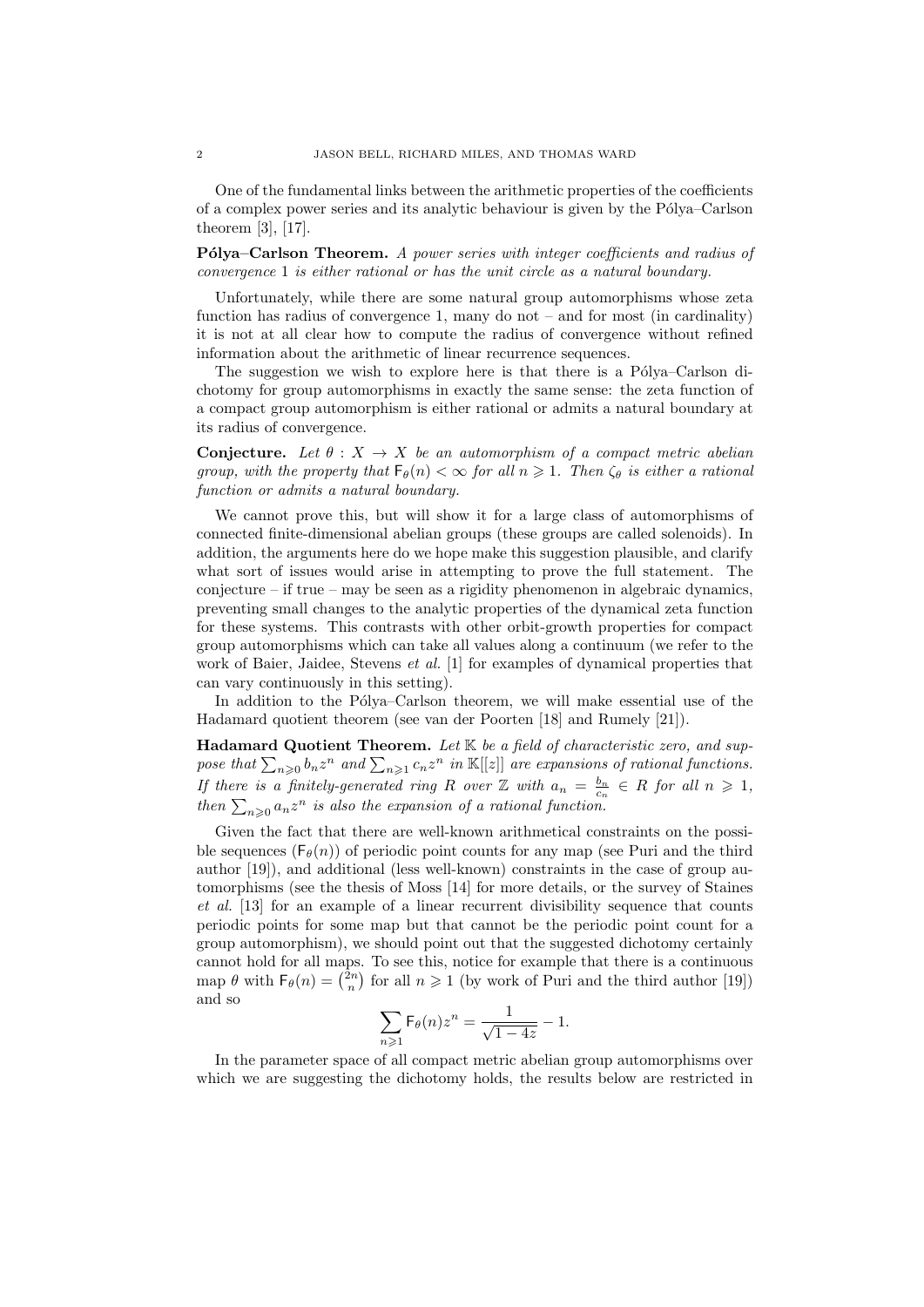One of the fundamental links between the arithmetic properties of the coefficients of a complex power series and its analytic behaviour is given by the Pólya–Carlson theorem [3], [17].

**Pólya–Carlson Theorem.** *A power series with integer coefficients and radius of convergence* 1 *is either rational or has the unit circle as a natural boundary.*

Unfortunately, while there are some natural group automorphisms whose zeta function has radius of convergence 1, many do not – and for most (in cardinality) it is not at all clear how to compute the radius of convergence without refined information about the arithmetic of linear recurrence sequences.

The suggestion we wish to explore here is that there is a Pólya–Carlson dichotomy for group automorphisms in exactly the same sense: the zeta function of a compact group automorphism is either rational or admits a natural boundary at its radius of convergence.

**Conjecture.** *Let $\theta : X \to X$ be an automorphism of a compact metric abelian group, with the property that $\mathsf{F}_\theta(n) < \infty$ for all $n \geqslant 1$. Then $\zeta_\theta$ is either a rational function or admits a natural boundary.*

We cannot prove this, but will show it for a large class of automorphisms of connected finite-dimensional abelian groups (these groups are called solenoids). In addition, the arguments here do we hope make this suggestion plausible, and clarify what sort of issues would arise in attempting to prove the full statement. The conjecture – if true – may be seen as a rigidity phenomenon in algebraic dynamics, preventing small changes to the analytic properties of the dynamical zeta function for these systems. This contrasts with other orbit-growth properties for compact group automorphisms which can take all values along a continuum (we refer to the work of Baier, Jaidee, Stevens *et al.* [1] for examples of dynamical properties that can vary continuously in this setting).

In addition to the Pólya–Carlson theorem, we will make essential use of the Hadamard quotient theorem (see van der Poorten [18] and Rumely [21]).

**Hadamard Quotient Theorem.** *Let $\mathbb{K}$ be a field of characteristic zero, and suppose that $\sum_{n\geqslant 0} b_n z^n$ and $\sum_{n\geqslant 1} c_n z^n$ in $\mathbb{K}[[z]]$ are expansions of rational functions. If there is a finitely-generated ring $R$ over $\mathbb{Z}$ with $a_n = \frac{b_n}{c_n} \in R$ for all $n \geqslant 1$, then $\sum_{n\geqslant 0} a_n z^n$ is also the expansion of a rational function.*

Given the fact that there are well-known arithmetical constraints on the possible sequences $(\mathsf{F}_\theta(n))$ of periodic point counts for any map (see Puri and the third author [19]), and additional (less well-known) constraints in the case of group automorphisms (see the thesis of Moss [14] for more details, or the survey of Staines *et al.* [13] for an example of a linear recurrent divisibility sequence that counts periodic points for some map but that cannot be the periodic point count for a group automorphism), we should point out that the suggested dichotomy certainly cannot hold for all maps. To see this, notice for example that there is a continuous map $\theta$ with $\mathsf{F}_\theta(n) = \binom{2n}{n}$ for all $n \geqslant 1$ (by work of Puri and the third author [19]) and so

$$\sum_{n\geqslant 1} \mathsf{F}_\theta(n) z^n = \frac{1}{\sqrt{1-4z}} - 1.$$

In the parameter space of all compact metric abelian group automorphisms over which we are suggesting the dichotomy holds, the results below are restricted in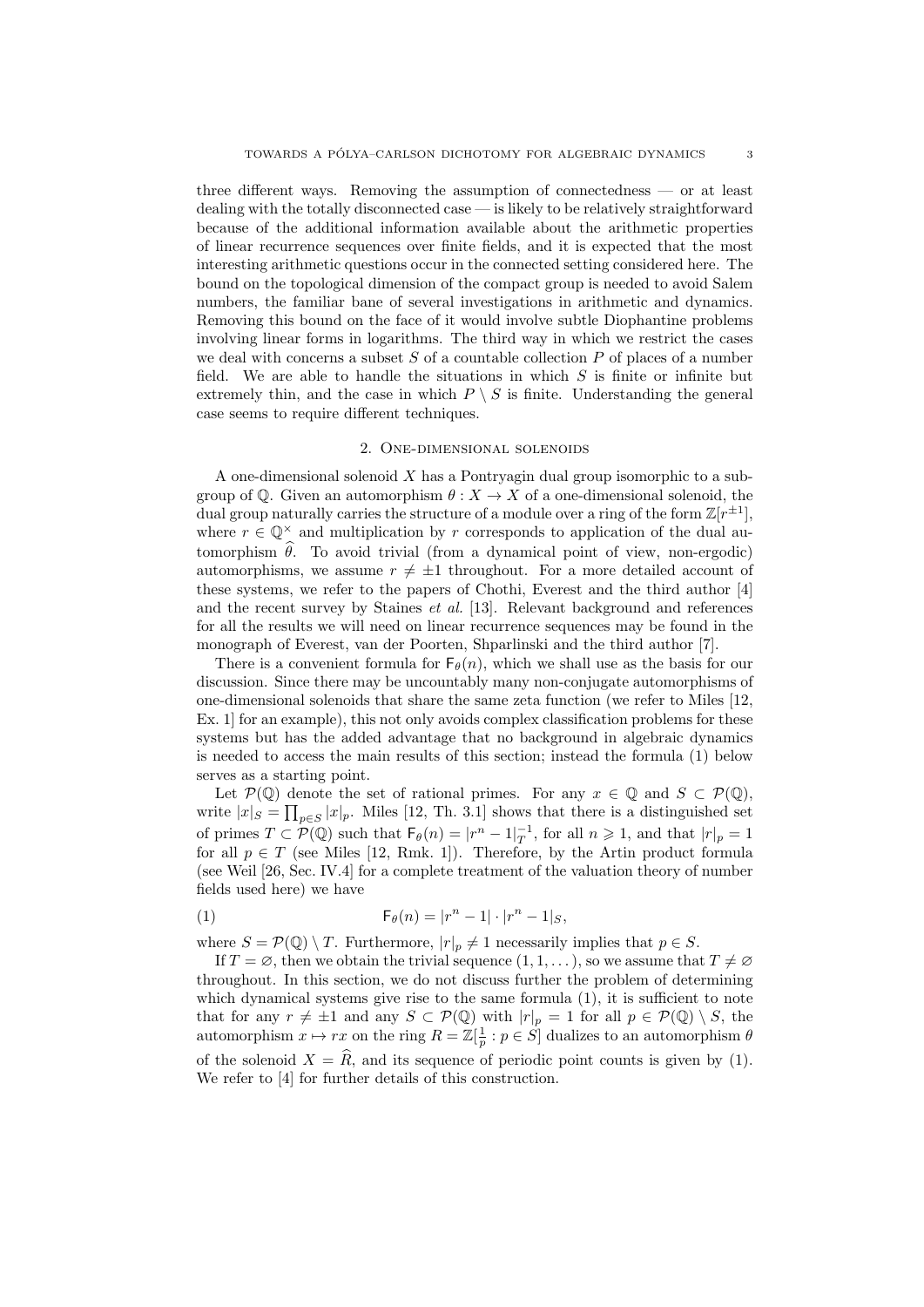three different ways. Removing the assumption of connectedness — or at least dealing with the totally disconnected case — is likely to be relatively straightforward because of the additional information available about the arithmetic properties of linear recurrence sequences over finite fields, and it is expected that the most interesting arithmetic questions occur in the connected setting considered here. The bound on the topological dimension of the compact group is needed to avoid Salem numbers, the familiar bane of several investigations in arithmetic and dynamics. Removing this bound on the face of it would involve subtle Diophantine problems involving linear forms in logarithms. The third way in which we restrict the cases we deal with concerns a subset $S$ of a countable collection $P$ of places of a number field. We are able to handle the situations in which $S$ is finite or infinite but extremely thin, and the case in which $P \setminus S$ is finite. Understanding the general case seems to require different techniques.

## 2. One-dimensional solenoids

A one-dimensional solenoid $X$ has a Pontryagin dual group isomorphic to a subgroup of $\mathbb{Q}$. Given an automorphism $\theta : X \to X$ of a one-dimensional solenoid, the dual group naturally carries the structure of a module over a ring of the form $\mathbb{Z}[r^{\pm 1}]$, where $r \in \mathbb{Q}^{\times}$ and multiplication by $r$ corresponds to application of the dual automorphism $\widehat{\theta}$. To avoid trivial (from a dynamical point of view, non-ergodic) automorphisms, we assume $r \neq \pm 1$ throughout. For a more detailed account of these systems, we refer to the papers of Chothi, Everest and the third author [4] and the recent survey by Staines *et al.* [13]. Relevant background and references for all the results we will need on linear recurrence sequences may be found in the monograph of Everest, van der Poorten, Shparlinski and the third author [7].

There is a convenient formula for $\mathsf{F}_{\theta}(n)$, which we shall use as the basis for our discussion. Since there may be uncountably many non-conjugate automorphisms of one-dimensional solenoids that share the same zeta function (we refer to Miles [12, Ex. 1] for an example), this not only avoids complex classification problems for these systems but has the added advantage that no background in algebraic dynamics is needed to access the main results of this section; instead the formula (1) below serves as a starting point.

Let $\mathcal{P}(\mathbb{Q})$ denote the set of rational primes. For any $x \in \mathbb{Q}$ and $S \subset \mathcal{P}(\mathbb{Q})$, write $|x|_S = \prod_{p \in S} |x|_p$. Miles [12, Th. 3.1] shows that there is a distinguished set of primes $T \subset \mathcal{P}(\mathbb{Q})$ such that $\mathsf{F}_{\theta}(n) = |r^n - 1|_T^{-1}$, for all $n \geqslant 1$, and that $|r|_p = 1$ for all $p \in T$ (see Miles [12, Rmk. 1]). Therefore, by the Artin product formula (see Weil [26, Sec. IV.4] for a complete treatment of the valuation theory of number fields used here) we have

$$\mathsf{F}_{\theta}(n) = |r^n - 1| \cdot |r^n - 1|_S, \tag{1}$$

where $S = \mathcal{P}(\mathbb{Q}) \setminus T$. Furthermore, $|r|_p \neq 1$ necessarily implies that $p \in S$.

If $T = \varnothing$, then we obtain the trivial sequence $(1, 1, \dots)$, so we assume that $T \neq \varnothing$ throughout. In this section, we do not discuss further the problem of determining which dynamical systems give rise to the same formula (1), it is sufficient to note that for any $r \neq \pm 1$ and any $S \subset \mathcal{P}(\mathbb{Q})$ with $|r|_p = 1$ for all $p \in \mathcal{P}(\mathbb{Q}) \setminus S$, the automorphism $x \mapsto rx$ on the ring $R = \mathbb{Z}[\frac{1}{p} : p \in S]$ dualizes to an automorphism $\theta$ of the solenoid $X = \widehat{R}$, and its sequence of periodic point counts is given by (1). We refer to [4] for further details of this construction.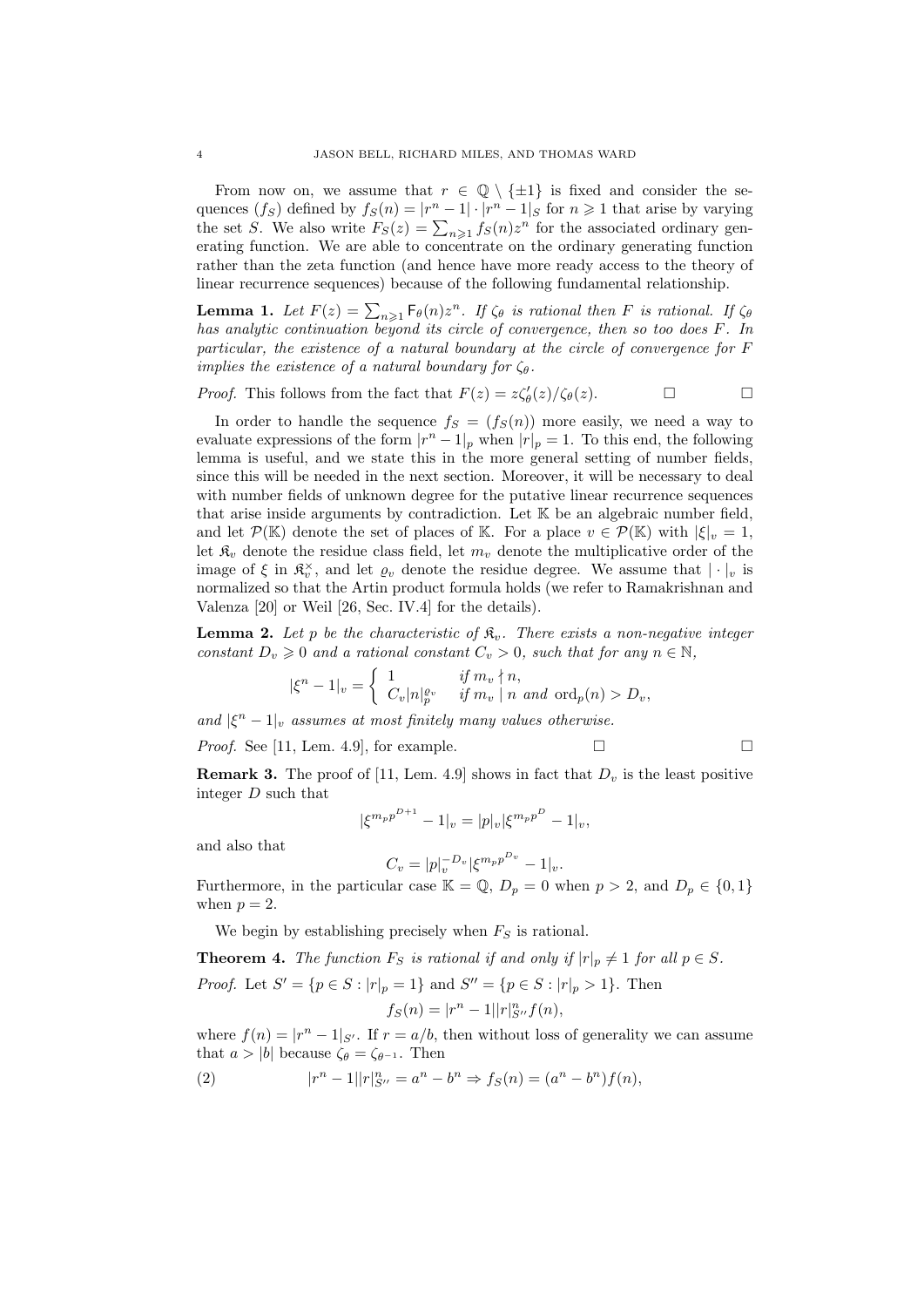From now on, we assume that $r \in \mathbb{Q} \setminus \{\pm 1\}$ is fixed and consider the sequences $(f_S)$ defined by $f_S(n) = |r^n - 1| \cdot |r^n - 1|_S$ for $n \geqslant 1$ that arise by varying the set $S$. We also write $F_S(z) = \sum_{n \geqslant 1} f_S(n) z^n$ for the associated ordinary generating function. We are able to concentrate on the ordinary generating function rather than the zeta function (and hence have more ready access to the theory of linear recurrence sequences) because of the following fundamental relationship.

**Lemma 1.** *Let $F(z) = \sum_{n \geqslant 1} \mathsf{F}_\theta(n) z^n$. If $\zeta_\theta$ is rational then $F$ is rational. If $\zeta_\theta$ has analytic continuation beyond its circle of convergence, then so too does $F$. In particular, the existence of a natural boundary at the circle of convergence for $F$ implies the existence of a natural boundary for $\zeta_\theta$.*

*Proof.* This follows from the fact that $F(z) = z\zeta'_\theta(z)/\zeta_\theta(z)$. □ □

In order to handle the sequence $f_S = (f_S(n))$ more easily, we need a way to evaluate expressions of the form $|r^n - 1|_p$ when $|r|_p = 1$. To this end, the following lemma is useful, and we state this in the more general setting of number fields, since this will be needed in the next section. Moreover, it will be necessary to deal with number fields of unknown degree for the putative linear recurrence sequences that arise inside arguments by contradiction. Let $\mathbb{K}$ be an algebraic number field, and let $\mathcal{P}(\mathbb{K})$ denote the set of places of $\mathbb{K}$. For a place $v \in \mathcal{P}(\mathbb{K})$ with $|\xi|_v = 1$, let $\mathfrak{K}_v$ denote the residue class field, let $m_v$ denote the multiplicative order of the image of $\xi$ in $\mathfrak{K}_v^\times$, and let $\varrho_v$ denote the residue degree. We assume that $|\cdot|_v$ is normalized so that the Artin product formula holds (we refer to Ramakrishnan and Valenza [20] or Weil [26, Sec. IV.4] for the details).

**Lemma 2.** *Let $p$ be the characteristic of $\mathfrak{K}_v$. There exists a non-negative integer constant $D_v \geqslant 0$ and a rational constant $C_v > 0$, such that for any $n \in \mathbb{N}$,*

$$|\xi^n - 1|_v = \begin{cases} 1 & \text{if } m_v \nmid n, \\ C_v |n|_p^{\varrho_v} & \text{if } m_v \mid n \text{ and } \operatorname{ord}_p(n) > D_v, \end{cases}$$

*and $|\xi^n - 1|_v$ assumes at most finitely many values otherwise.*

*Proof.* See [11, Lem. 4.9], for example. □ □

**Remark 3.** The proof of [11, Lem. 4.9] shows in fact that $D_v$ is the least positive integer $D$ such that

$$|\xi^{m_p p^{D+1}} - 1|_v = |p|_v |\xi^{m_p p^D} - 1|_v,$$

and also that

$$C_v = |p|_v^{-D_v} |\xi^{m_p p^{D_v}} - 1|_v.$$

Furthermore, in the particular case $\mathbb{K} = \mathbb{Q}$, $D_p = 0$ when $p > 2$, and $D_p \in \{0, 1\}$ when $p = 2$.

We begin by establishing precisely when $F_S$ is rational.

**Theorem 4.** *The function $F_S$ is rational if and only if $|r|_p \neq 1$ for all $p \in S$.*

*Proof.* Let $S' = \{p \in S : |r|_p = 1\}$ and $S'' = \{p \in S : |r|_p > 1\}$. Then

$$f_S(n) = |r^n - 1| |r|_{S''}^n f(n),$$

where $f(n) = |r^n - 1|_{S'}$. If $r = a/b$, then without loss of generality we can assume that $a > |b|$ because $\zeta_\theta = \zeta_{\theta^{-1}}$. Then

$$|r^n - 1| |r|_{S''}^n = a^n - b^n \Rightarrow f_S(n) = (a^n - b^n) f(n), \tag{2}$$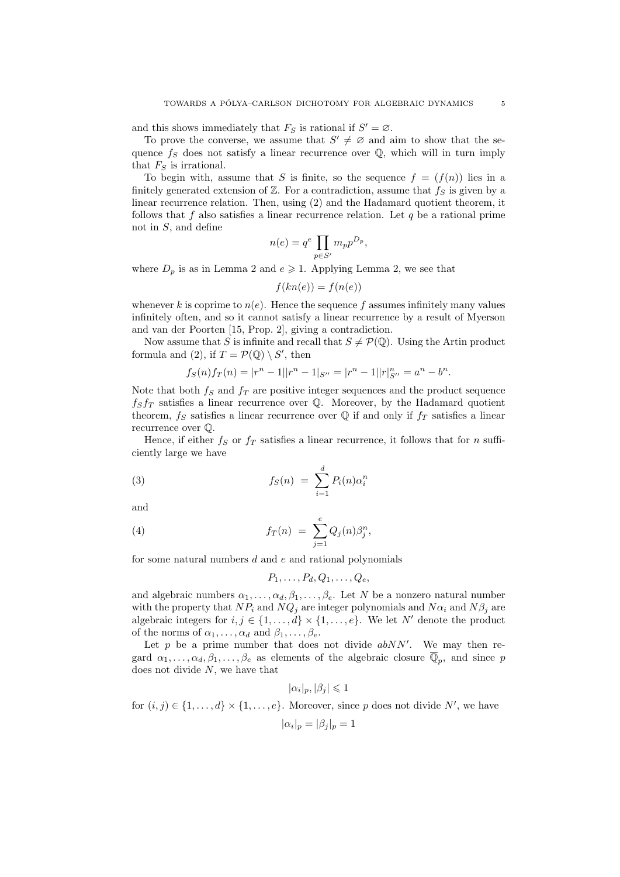and this shows immediately that $F_S$ is rational if $S' = \varnothing$.

To prove the converse, we assume that $S' \neq \varnothing$ and aim to show that the sequence $f_S$ does not satisfy a linear recurrence over $\mathbb{Q}$, which will in turn imply that $F_S$ is irrational.

To begin with, assume that $S$ is finite, so the sequence $f = (f(n))$ lies in a finitely generated extension of $\mathbb{Z}$. For a contradiction, assume that $f_S$ is given by a linear recurrence relation. Then, using (2) and the Hadamard quotient theorem, it follows that $f$ also satisfies a linear recurrence relation. Let $q$ be a rational prime not in $S$, and define

$$n(e) = q^e \prod_{p \in S'} m_p p^{D_p},$$

where $D_p$ is as in Lemma 2 and $e \geqslant 1$. Applying Lemma 2, we see that

$$f(kn(e)) = f(n(e))$$

whenever $k$ is coprime to $n(e)$. Hence the sequence $f$ assumes infinitely many values infinitely often, and so it cannot satisfy a linear recurrence by a result of Myerson and van der Poorten [15, Prop. 2], giving a contradiction.

Now assume that $S$ is infinite and recall that $S \neq \mathcal{P}(\mathbb{Q})$. Using the Artin product formula and (2), if $T = \mathcal{P}(\mathbb{Q}) \setminus S'$, then

$$f_S(n) f_T(n) = |r^n - 1||r^n - 1|_{S''} = |r^n - 1||r|^n_{S''} = a^n - b^n.$$

Note that both $f_S$ and $f_T$ are positive integer sequences and the product sequence $f_S f_T$ satisfies a linear recurrence over $\mathbb{Q}$. Moreover, by the Hadamard quotient theorem, $f_S$ satisfies a linear recurrence over $\mathbb{Q}$ if and only if $f_T$ satisfies a linear recurrence over $\mathbb{Q}$.

Hence, if either $f_S$ or $f_T$ satisfies a linear recurrence, it follows that for $n$ sufficiently large we have

$$f_S(n) \;=\; \sum_{i=1}^{d} P_i(n) \alpha_i^n \tag{3}$$

and

$$f_T(n) \;=\; \sum_{j=1}^{e} Q_j(n) \beta_j^n, \tag{4}$$

for some natural numbers $d$ and $e$ and rational polynomials

$$P_1, \ldots, P_d, Q_1, \ldots, Q_e,$$

and algebraic numbers $\alpha_1, \ldots, \alpha_d, \beta_1, \ldots, \beta_e$. Let $N$ be a nonzero natural number with the property that $NP_i$ and $NQ_j$ are integer polynomials and $N\alpha_i$ and $N\beta_j$ are algebraic integers for $i, j \in \{1, \ldots, d\} \times \{1, \ldots, e\}$. We let $N'$ denote the product of the norms of $\alpha_1, \ldots, \alpha_d$ and $\beta_1, \ldots, \beta_e$.

Let $p$ be a prime number that does not divide $abNN'$. We may then regard $\alpha_1, \ldots, \alpha_d, \beta_1, \ldots, \beta_e$ as elements of the algebraic closure $\overline{\mathbb{Q}}_p$, and since $p$ does not divide $N$, we have that

$$|\alpha_i|_p, |\beta_j| \leqslant 1$$

for $(i, j) \in \{1, \ldots, d\} \times \{1, \ldots, e\}$. Moreover, since $p$ does not divide $N'$, we have

$$|\alpha_i|_p = |\beta_j|_p = 1$$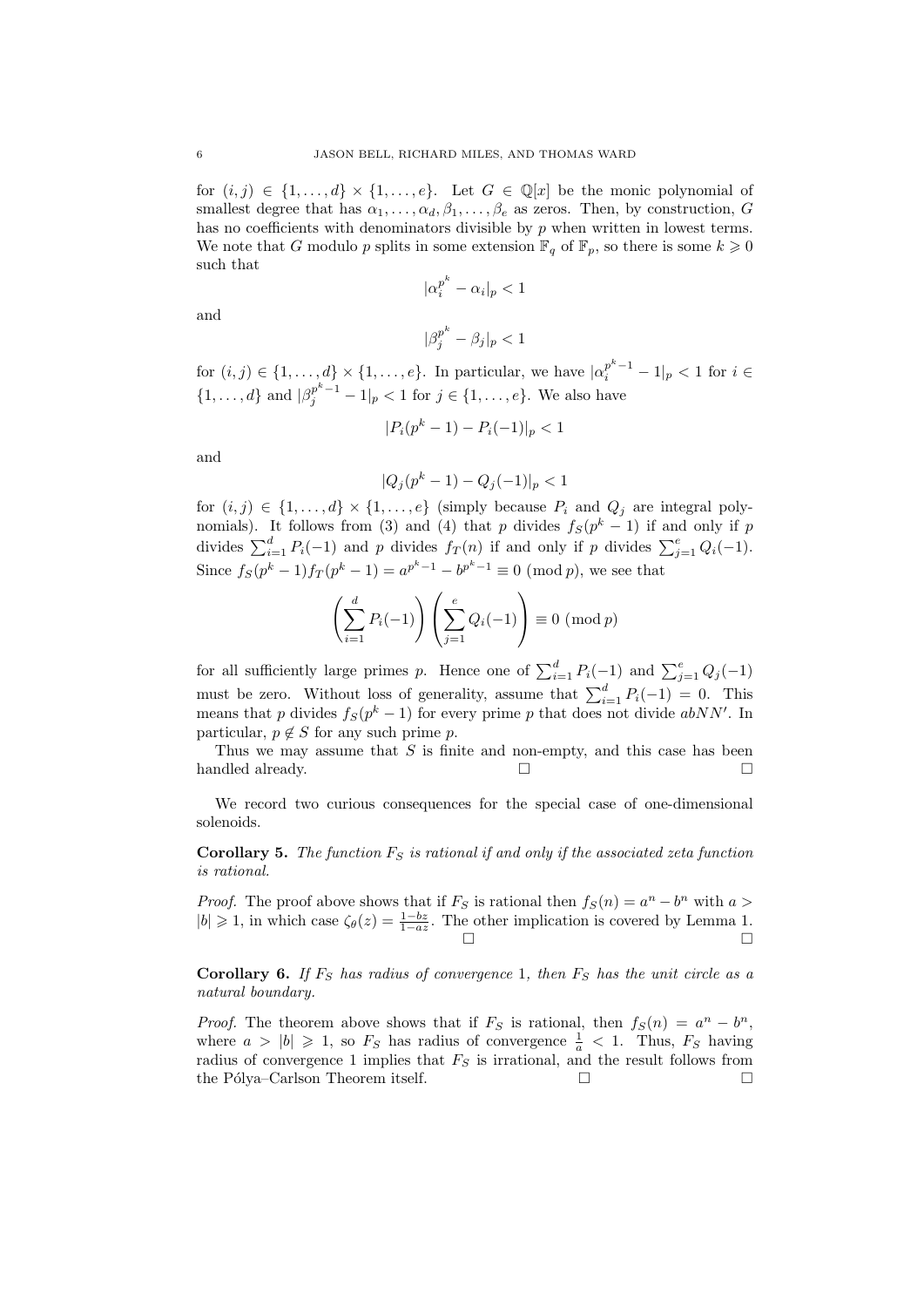for $(i,j) \in \{1,\dots,d\} \times \{1,\dots,e\}$. Let $G \in \mathbb{Q}[x]$ be the monic polynomial of smallest degree that has $\alpha_1,\dots,\alpha_d,\beta_1,\dots,\beta_e$ as zeros. Then, by construction, $G$ has no coefficients with denominators divisible by $p$ when written in lowest terms. We note that $G$ modulo $p$ splits in some extension $\mathbb{F}_q$ of $\mathbb{F}_p$, so there is some $k \geqslant 0$ such that

$$|\alpha_i^{p^k} - \alpha_i|_p < 1$$

and

$$|\beta_j^{p^k} - \beta_j|_p < 1$$

for $(i,j) \in \{1,\dots,d\} \times \{1,\dots,e\}$. In particular, we have $|\alpha_i^{p^k-1} - 1|_p < 1$ for $i \in \{1,\dots,d\}$ and $|\beta_j^{p^k-1} - 1|_p < 1$ for $j \in \{1,\dots,e\}$. We also have

$$|P_i(p^k-1) - P_i(-1)|_p < 1$$

and

$$|Q_j(p^k-1) - Q_j(-1)|_p < 1$$

for $(i,j) \in \{1,\dots,d\} \times \{1,\dots,e\}$ (simply because $P_i$ and $Q_j$ are integral polynomials). It follows from (3) and (4) that $p$ divides $f_S(p^k-1)$ if and only if $p$ divides $\sum_{i=1}^d P_i(-1)$ and $p$ divides $f_T(n)$ if and only if $p$ divides $\sum_{j=1}^e Q_i(-1)$. Since $f_S(p^k-1)f_T(p^k-1) = a^{p^k-1} - b^{p^k-1} \equiv 0 \pmod p$, we see that

$$\left(\sum_{i=1}^d P_i(-1)\right)\left(\sum_{j=1}^e Q_i(-1)\right) \equiv 0 \pmod p$$

for all sufficiently large primes $p$. Hence one of $\sum_{i=1}^d P_i(-1)$ and $\sum_{j=1}^e Q_j(-1)$ must be zero. Without loss of generality, assume that $\sum_{i=1}^d P_i(-1) = 0$. This means that $p$ divides $f_S(p^k-1)$ for every prime $p$ that does not divide $abNN'$. In particular, $p \notin S$ for any such prime $p$.

Thus we may assume that $S$ is finite and non-empty, and this case has been handled already. □ □

We record two curious consequences for the special case of one-dimensional solenoids.

**Corollary 5.** *The function $F_S$ is rational if and only if the associated zeta function is rational.*

*Proof.* The proof above shows that if $F_S$ is rational then $f_S(n) = a^n - b^n$ with $a > |b| \geqslant 1$, in which case $\zeta_\theta(z) = \frac{1-bz}{1-az}$. The other implication is covered by Lemma 1. □ □

**Corollary 6.** *If $F_S$ has radius of convergence 1, then $F_S$ has the unit circle as a natural boundary.*

*Proof.* The theorem above shows that if $F_S$ is rational, then $f_S(n) = a^n - b^n$, where $a > |b| \geqslant 1$, so $F_S$ has radius of convergence $\frac{1}{a} < 1$. Thus, $F_S$ having radius of convergence 1 implies that $F_S$ is irrational, and the result follows from the Pólya–Carlson Theorem itself. □ □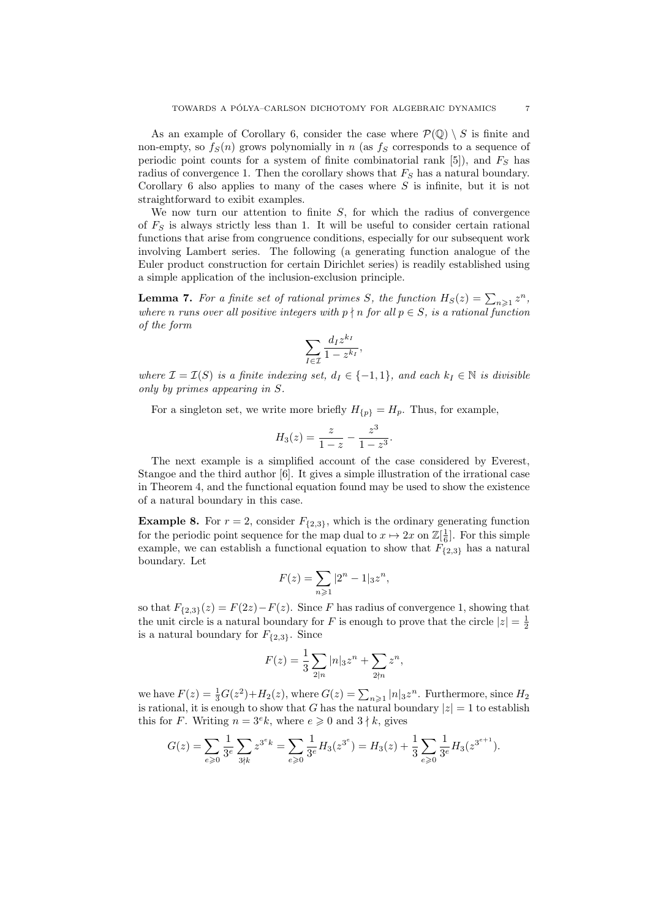As an example of Corollary 6, consider the case where $\mathcal{P}(\mathbb{Q}) \setminus S$ is finite and non-empty, so $f_S(n)$ grows polynomially in $n$ (as $f_S$ corresponds to a sequence of periodic point counts for a system of finite combinatorial rank [5]), and $F_S$ has radius of convergence 1. Then the corollary shows that $F_S$ has a natural boundary. Corollary 6 also applies to many of the cases where $S$ is infinite, but it is not straightforward to exibit examples.

We now turn our attention to finite $S$, for which the radius of convergence of $F_S$ is always strictly less than 1. It will be useful to consider certain rational functions that arise from congruence conditions, especially for our subsequent work involving Lambert series. The following (a generating function analogue of the Euler product construction for certain Dirichlet series) is readily established using a simple application of the inclusion-exclusion principle.

**Lemma 7.** *For a finite set of rational primes $S$, the function $H_S(z) = \sum_{n\geqslant 1} z^n$, where $n$ runs over all positive integers with $p \nmid n$ for all $p \in S$, is a rational function of the form*

$$\sum_{I\in\mathcal{I}} \frac{d_I z^{k_I}}{1 - z^{k_I}},$$

*where $\mathcal{I} = \mathcal{I}(S)$ is a finite indexing set, $d_I \in \{-1, 1\}$, and each $k_I \in \mathbb{N}$ is divisible only by primes appearing in $S$.*

For a singleton set, we write more briefly $H_{\{p\}} = H_p$. Thus, for example,

$$H_3(z) = \frac{z}{1-z} - \frac{z^3}{1-z^3}.$$

The next example is a simplified account of the case considered by Everest, Stangoe and the third author [6]. It gives a simple illustration of the irrational case in Theorem 4, and the functional equation found may be used to show the existence of a natural boundary in this case.

**Example 8.** For $r = 2$, consider $F_{\{2,3\}}$, which is the ordinary generating function for the periodic point sequence for the map dual to $x \mapsto 2x$ on $\mathbb{Z}[\frac{1}{6}]$. For this simple example, we can establish a functional equation to show that $F_{\{2,3\}}$ has a natural boundary. Let

$$F(z) = \sum_{n\geqslant 1} |2^n - 1|_3 z^n,$$

so that $F_{\{2,3\}}(z) = F(2z) - F(z)$. Since $F$ has radius of convergence 1, showing that the unit circle is a natural boundary for $F$ is enough to prove that the circle $|z| = \frac{1}{2}$ is a natural boundary for $F_{\{2,3\}}$. Since

$$F(z) = \frac{1}{3}\sum_{2|n} |n|_3 z^n + \sum_{2\nmid n} z^n,$$

we have $F(z) = \frac{1}{3}G(z^2) + H_2(z)$, where $G(z) = \sum_{n\geqslant 1} |n|_3 z^n$. Furthermore, since $H_2$ is rational, it is enough to show that $G$ has the natural boundary $|z| = 1$ to establish this for $F$. Writing $n = 3^e k$, where $e \geqslant 0$ and $3 \nmid k$, gives

$$G(z) = \sum_{e\geqslant 0} \frac{1}{3^e} \sum_{3\nmid k} z^{3^e k} = \sum_{e\geqslant 0} \frac{1}{3^e} H_3(z^{3^e}) = H_3(z) + \frac{1}{3}\sum_{e\geqslant 0} \frac{1}{3^e} H_3(z^{3^{e+1}}).$$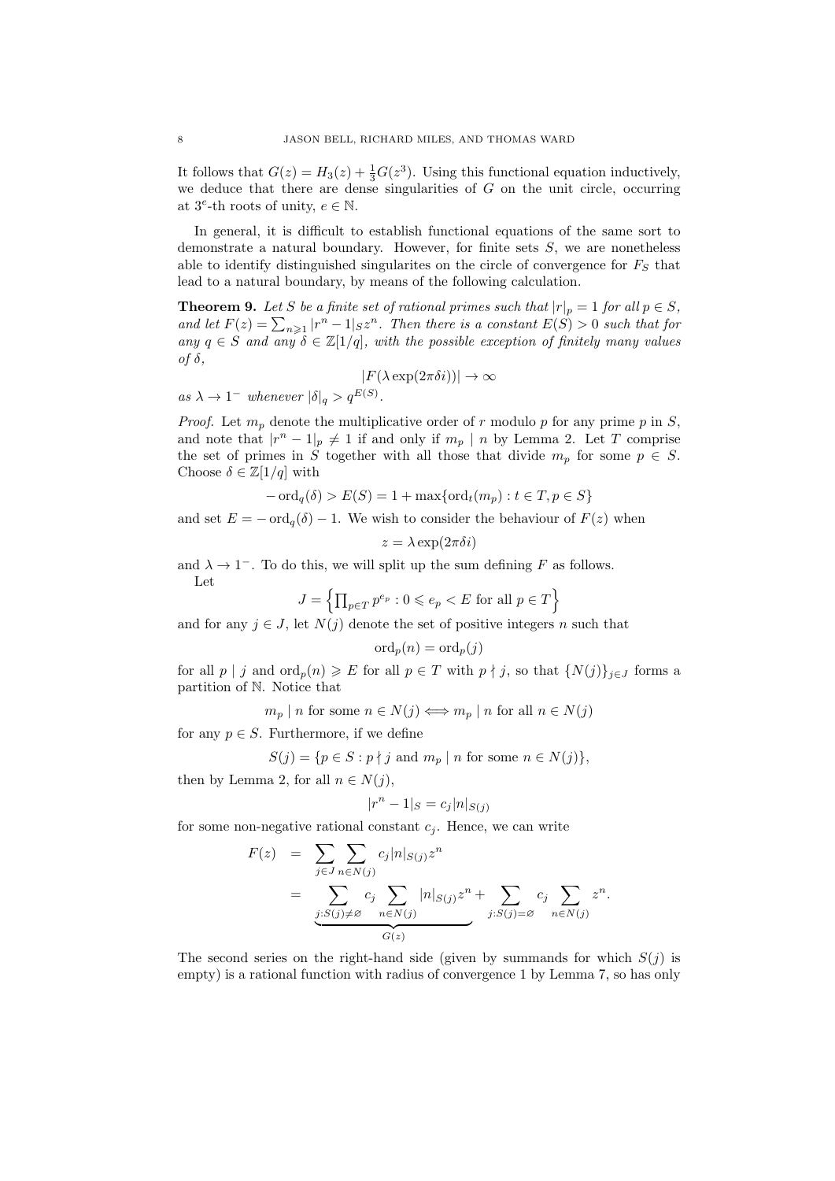It follows that $G(z) = H_3(z) + \frac{1}{3}G(z^3)$. Using this functional equation inductively, we deduce that there are dense singularities of $G$ on the unit circle, occurring at $3^e$-th roots of unity, $e \in \mathbb{N}$.

In general, it is difficult to establish functional equations of the same sort to demonstrate a natural boundary. However, for finite sets $S$, we are nonetheless able to identify distinguished singularites on the circle of convergence for $F_S$ that lead to a natural boundary, by means of the following calculation.

**Theorem 9.** *Let $S$ be a finite set of rational primes such that $|r|_p = 1$ for all $p \in S$, and let $F(z) = \sum_{n\geqslant 1} |r^n - 1|_S z^n$. Then there is a constant $E(S) > 0$ such that for any $q \in S$ and any $\delta \in \mathbb{Z}[1/q]$, with the possible exception of finitely many values of $\delta$,*

$$|F(\lambda \exp(2\pi\delta i))| \to \infty$$

*as $\lambda \to 1^-$ whenever $|\delta|_q > q^{E(S)}$.*

*Proof.* Let $m_p$ denote the multiplicative order of $r$ modulo $p$ for any prime $p$ in $S$, and note that $|r^n - 1|_p \neq 1$ if and only if $m_p \mid n$ by Lemma 2. Let $T$ comprise the set of primes in $S$ together with all those that divide $m_p$ for some $p \in S$. Choose $\delta \in \mathbb{Z}[1/q]$ with

$$-\operatorname{ord}_q(\delta) > E(S) = 1 + \max\{\operatorname{ord}_t(m_p) : t \in T, p \in S\}$$

and set $E = -\operatorname{ord}_q(\delta) - 1$. We wish to consider the behaviour of $F(z)$ when

$$z = \lambda \exp(2\pi\delta i)$$

and $\lambda \to 1^-$. To do this, we will split up the sum defining $F$ as follows.

Let

$$J = \left\{ \prod_{p\in T} p^{e_p} : 0 \leqslant e_p < E \text{ for all } p \in T \right\}$$

and for any $j \in J$, let $N(j)$ denote the set of positive integers $n$ such that

$$\operatorname{ord}_p(n) = \operatorname{ord}_p(j)$$

for all $p \mid j$ and $\operatorname{ord}_p(n) \geqslant E$ for all $p \in T$ with $p \nmid j$, so that $\{N(j)\}_{j\in J}$ forms a partition of $\mathbb{N}$. Notice that

$$m_p \mid n \text{ for some } n \in N(j) \Longleftrightarrow m_p \mid n \text{ for all } n \in N(j)$$

for any $p \in S$. Furthermore, if we define

$$S(j) = \{p \in S : p \nmid j \text{ and } m_p \mid n \text{ for some } n \in N(j)\},$$

then by Lemma 2, for all $n \in N(j)$,

$$|r^n - 1|_S = c_j |n|_{S(j)}$$

for some non-negative rational constant $c_j$. Hence, we can write

$$\begin{aligned} F(z) &= \sum_{j\in J} \sum_{n\in N(j)} c_j |n|_{S(j)} z^n \\ &= \underbrace{\sum_{j:S(j)\neq\varnothing} c_j \sum_{n\in N(j)} |n|_{S(j)} z^n}_{G(z)} + \sum_{j:S(j)=\varnothing} c_j \sum_{n\in N(j)} z^n. \end{aligned}$$

The second series on the right-hand side (given by summands for which $S(j)$ is empty) is a rational function with radius of convergence 1 by Lemma 7, so has only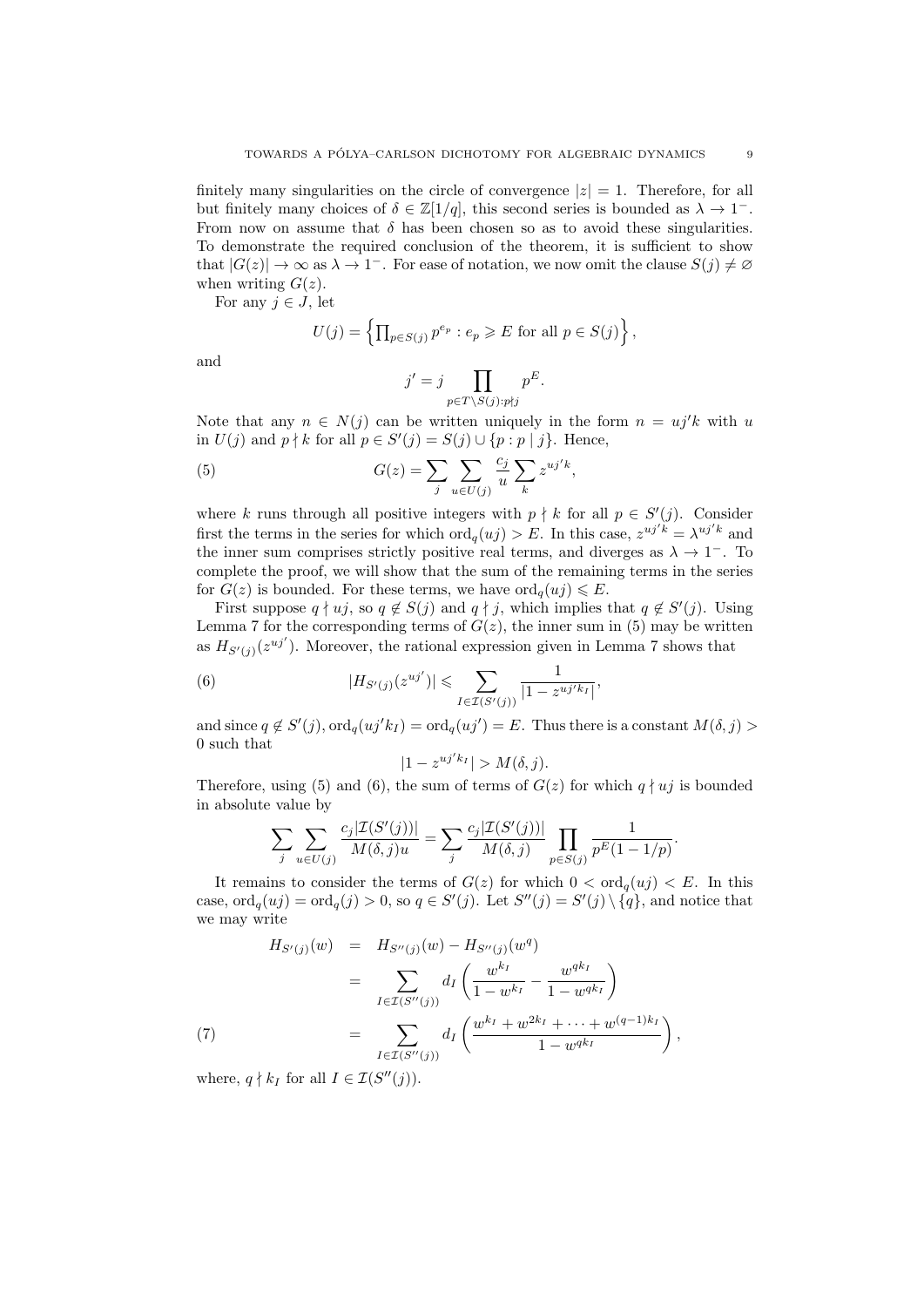finitely many singularities on the circle of convergence $|z| = 1$. Therefore, for all but finitely many choices of $\delta \in \mathbb{Z}[1/q]$, this second series is bounded as $\lambda \to 1^-$. From now on assume that $\delta$ has been chosen so as to avoid these singularities. To demonstrate the required conclusion of the theorem, it is sufficient to show that $|G(z)| \to \infty$ as $\lambda \to 1^-$. For ease of notation, we now omit the clause $S(j) \neq \varnothing$ when writing $G(z)$.

For any $j \in J$, let

$$U(j) = \left\{ \prod_{p \in S(j)} p^{e_p} : e_p \geqslant E \text{ for all } p \in S(j) \right\},$$

and

$$j' = j \prod_{p \in T \setminus S(j) : p \nmid j} p^E.$$

Note that any $n \in N(j)$ can be written uniquely in the form $n = uj'k$ with $u$ in $U(j)$ and $p \nmid k$ for all $p \in S'(j) = S(j) \cup \{p : p \mid j\}$. Hence,

$$G(z) = \sum_j \sum_{u \in U(j)} \frac{c_j}{u} \sum_k z^{uj'k}, \tag{5}$$

where $k$ runs through all positive integers with $p \nmid k$ for all $p \in S'(j)$. Consider first the terms in the series for which $\operatorname{ord}_q(uj) > E$. In this case, $z^{uj'k} = \lambda^{uj'k}$ and the inner sum comprises strictly positive real terms, and diverges as $\lambda \to 1^-$. To complete the proof, we will show that the sum of the remaining terms in the series for $G(z)$ is bounded. For these terms, we have $\operatorname{ord}_q(uj) \leqslant E$.

First suppose $q \nmid uj$, so $q \notin S(j)$ and $q \nmid j$, which implies that $q \notin S'(j)$. Using Lemma 7 for the corresponding terms of $G(z)$, the inner sum in (5) may be written as $H_{S'(j)}(z^{uj'})$. Moreover, the rational expression given in Lemma 7 shows that

$$|H_{S'(j)}(z^{uj'})| \leqslant \sum_{I \in \mathcal{I}(S'(j))} \frac{1}{|1 - z^{uj'k_I}|}, \tag{6}$$

and since $q \notin S'(j)$, $\operatorname{ord}_q(uj'k_I) = \operatorname{ord}_q(uj') = E$. Thus there is a constant $M(\delta, j) > 0$ such that

$$|1 - z^{uj'k_I}| > M(\delta, j).$$

Therefore, using (5) and (6), the sum of terms of $G(z)$ for which $q \nmid uj$ is bounded in absolute value by

$$\sum_j \sum_{u \in U(j)} \frac{c_j |\mathcal{I}(S'(j))|}{M(\delta, j) u} = \sum_j \frac{c_j |\mathcal{I}(S'(j))|}{M(\delta, j)} \prod_{p \in S(j)} \frac{1}{p^E(1 - 1/p)}.$$

It remains to consider the terms of $G(z)$ for which $0 < \operatorname{ord}_q(uj) < E$. In this case, $\operatorname{ord}_q(uj) = \operatorname{ord}_q(j) > 0$, so $q \in S'(j)$. Let $S''(j) = S'(j) \setminus \{q\}$, and notice that we may write

$$\begin{aligned}
H_{S'(j)}(w) &= H_{S''(j)}(w) - H_{S''(j)}(w^q) \\
&= \sum_{I \in \mathcal{I}(S''(j))} d_I \left( \frac{w^{k_I}}{1 - w^{k_I}} - \frac{w^{qk_I}}{1 - w^{qk_I}} \right) \\
&= \sum_{I \in \mathcal{I}(S''(j))} d_I \left( \frac{w^{k_I} + w^{2k_I} + \cdots + w^{(q-1)k_I}}{1 - w^{qk_I}} \right),
\end{aligned} \tag{7}$$

where, $q \nmid k_I$ for all $I \in \mathcal{I}(S''(j))$.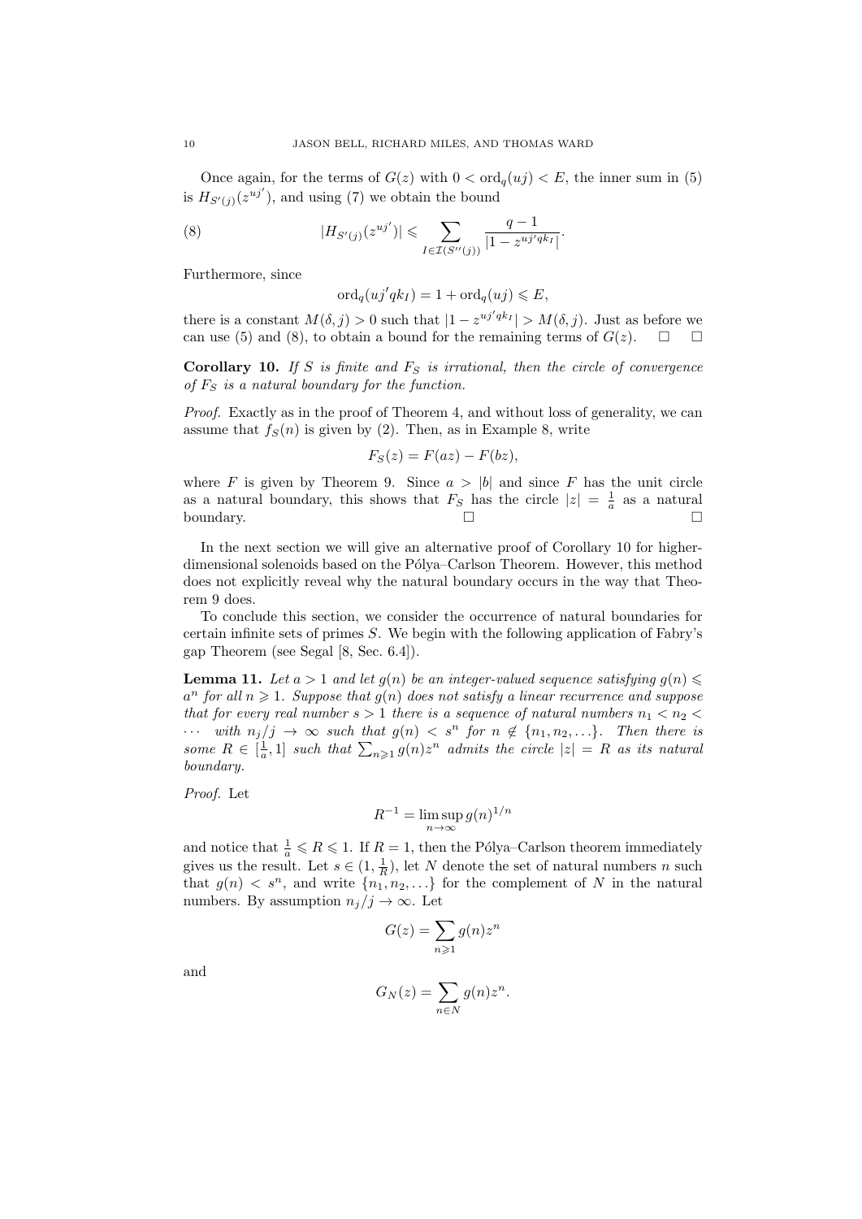Once again, for the terms of $G(z)$ with $0 < \mathrm{ord}_q(uj) < E$, the inner sum in (5) is $H_{S'(j)}(z^{uj'})$, and using (7) we obtain the bound

$$|H_{S'(j)}(z^{uj'})| \leqslant \sum_{I \in \mathcal{I}(S''(j))} \frac{q-1}{|1 - z^{uj'qk_I}|}. \tag{8}$$

Furthermore, since

$$\mathrm{ord}_q(uj'qk_I) = 1 + \mathrm{ord}_q(uj) \leqslant E,$$

there is a constant $M(\delta, j) > 0$ such that $|1 - z^{uj'qk_I}| > M(\delta, j)$. Just as before we can use (5) and (8), to obtain a bound for the remaining terms of $G(z)$. $\square$ $\square$

**Corollary 10.** *If $S$ is finite and $F_S$ is irrational, then the circle of convergence of $F_S$ is a natural boundary for the function.*

*Proof.* Exactly as in the proof of Theorem 4, and without loss of generality, we can assume that $f_S(n)$ is given by (2). Then, as in Example 8, write

$$F_S(z) = F(az) - F(bz),$$

where $F$ is given by Theorem 9. Since $a > |b|$ and since $F$ has the unit circle as a natural boundary, this shows that $F_S$ has the circle $|z| = \frac{1}{a}$ as a natural boundary. $\square$ $\square$

In the next section we will give an alternative proof of Corollary 10 for higher-dimensional solenoids based on the Pólya–Carlson Theorem. However, this method does not explicitly reveal why the natural boundary occurs in the way that Theorem 9 does.

To conclude this section, we consider the occurrence of natural boundaries for certain infinite sets of primes $S$. We begin with the following application of Fabry's gap Theorem (see Segal [8, Sec. 6.4]).

**Lemma 11.** *Let $a > 1$ and let $g(n)$ be an integer-valued sequence satisfying $g(n) \leqslant a^n$ for all $n \geqslant 1$. Suppose that $g(n)$ does not satisfy a linear recurrence and suppose that for every real number $s > 1$ there is a sequence of natural numbers $n_1 < n_2 < \cdots$ with $n_j/j \to \infty$ such that $g(n) < s^n$ for $n \notin \{n_1, n_2, \ldots\}$. Then there is some $R \in [\frac{1}{a}, 1]$ such that $\sum_{n \geqslant 1} g(n) z^n$ admits the circle $|z| = R$ as its natural boundary.*

*Proof.* Let

$$R^{-1} = \limsup_{n \to \infty} g(n)^{1/n}$$

and notice that $\frac{1}{a} \leqslant R \leqslant 1$. If $R = 1$, then the Pólya–Carlson theorem immediately gives us the result. Let $s \in (1, \frac{1}{R})$, let $N$ denote the set of natural numbers $n$ such that $g(n) < s^n$, and write $\{n_1, n_2, \ldots\}$ for the complement of $N$ in the natural numbers. By assumption $n_j/j \to \infty$. Let

$$G(z) = \sum_{n \geqslant 1} g(n) z^n$$

and

$$G_N(z) = \sum_{n \in N} g(n) z^n.$$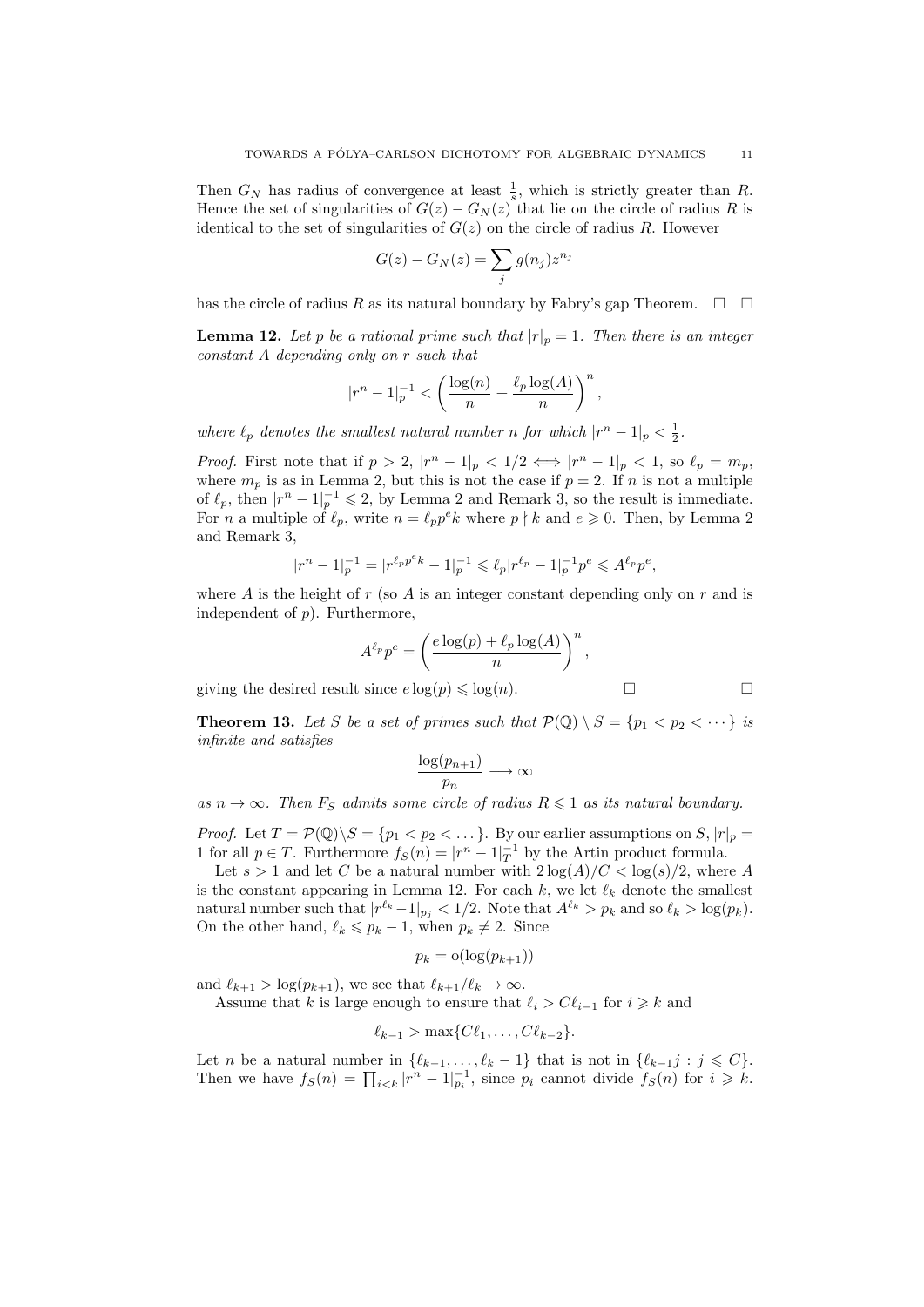Then $G_N$ has radius of convergence at least $\frac{1}{s}$, which is strictly greater than $R$. Hence the set of singularities of $G(z) - G_N(z)$ that lie on the circle of radius $R$ is identical to the set of singularities of $G(z)$ on the circle of radius $R$. However

$$G(z) - G_N(z) = \sum_j g(n_j) z^{n_j}$$

has the circle of radius $R$ as its natural boundary by Fabry's gap Theorem. $\square$ $\square$

**Lemma 12.** *Let $p$ be a rational prime such that $|r|_p = 1$. Then there is an integer constant $A$ depending only on $r$ such that*

$$|r^n - 1|_p^{-1} < \left( \frac{\log(n)}{n} + \frac{\ell_p \log(A)}{n} \right)^n,$$

*where $\ell_p$ denotes the smallest natural number $n$ for which $|r^n - 1|_p < \frac{1}{2}$.*

*Proof.* First note that if $p > 2$, $|r^n - 1|_p < 1/2 \iff |r^n - 1|_p < 1$, so $\ell_p = m_p$, where $m_p$ is as in Lemma 2, but this is not the case if $p = 2$. If $n$ is not a multiple of $\ell_p$, then $|r^n - 1|_p^{-1} \leqslant 2$, by Lemma 2 and Remark 3, so the result is immediate. For $n$ a multiple of $\ell_p$, write $n = \ell_p p^e k$ where $p \nmid k$ and $e \geqslant 0$. Then, by Lemma 2 and Remark 3,

$$|r^n - 1|_p^{-1} = |r^{\ell_p p^e k} - 1|_p^{-1} \leqslant \ell_p |r^{\ell_p} - 1|_p^{-1} p^e \leqslant A^{\ell_p} p^e,$$

where $A$ is the height of $r$ (so $A$ is an integer constant depending only on $r$ and is independent of $p$). Furthermore,

$$A^{\ell_p} p^e = \left( \frac{e \log(p) + \ell_p \log(A)}{n} \right)^n,$$

giving the desired result since $e \log(p) \leqslant \log(n)$. $\square$ $\square$

**Theorem 13.** *Let $S$ be a set of primes such that $\mathcal{P}(\mathbb{Q}) \setminus S = \{p_1 < p_2 < \cdots\}$ is infinite and satisfies*

$$\frac{\log(p_{n+1})}{p_n} \longrightarrow \infty$$

*as $n \to \infty$. Then $F_S$ admits some circle of radius $R \leqslant 1$ as its natural boundary.*

*Proof.* Let $T = \mathcal{P}(\mathbb{Q}) \setminus S = \{p_1 < p_2 < \dots\}$. By our earlier assumptions on $S$, $|r|_p = 1$ for all $p \in T$. Furthermore $f_S(n) = |r^n - 1|_T^{-1}$ by the Artin product formula.

Let $s > 1$ and let $C$ be a natural number with $2\log(A)/C < \log(s)/2$, where $A$ is the constant appearing in Lemma 12. For each $k$, we let $\ell_k$ denote the smallest natural number such that $|r^{\ell_k} - 1|_{p_j} < 1/2$. Note that $A^{\ell_k} > p_k$ and so $\ell_k > \log(p_k)$. On the other hand, $\ell_k \leqslant p_k - 1$, when $p_k \neq 2$. Since

$$p_k = \mathrm{o}(\log(p_{k+1}))$$

and $\ell_{k+1} > \log(p_{k+1})$, we see that $\ell_{k+1}/\ell_k \to \infty$.

Assume that $k$ is large enough to ensure that $\ell_i > C\ell_{i-1}$ for $i \geqslant k$ and

$$\ell_{k-1} > \max\{C\ell_1, \dots, C\ell_{k-2}\}.$$

Let $n$ be a natural number in $\{\ell_{k-1}, \dots, \ell_k - 1\}$ that is not in $\{\ell_{k-1} j : j \leqslant C\}$. Then we have $f_S(n) = \prod_{i<k} |r^n - 1|_{p_i}^{-1}$, since $p_i$ cannot divide $f_S(n)$ for $i \geqslant k$.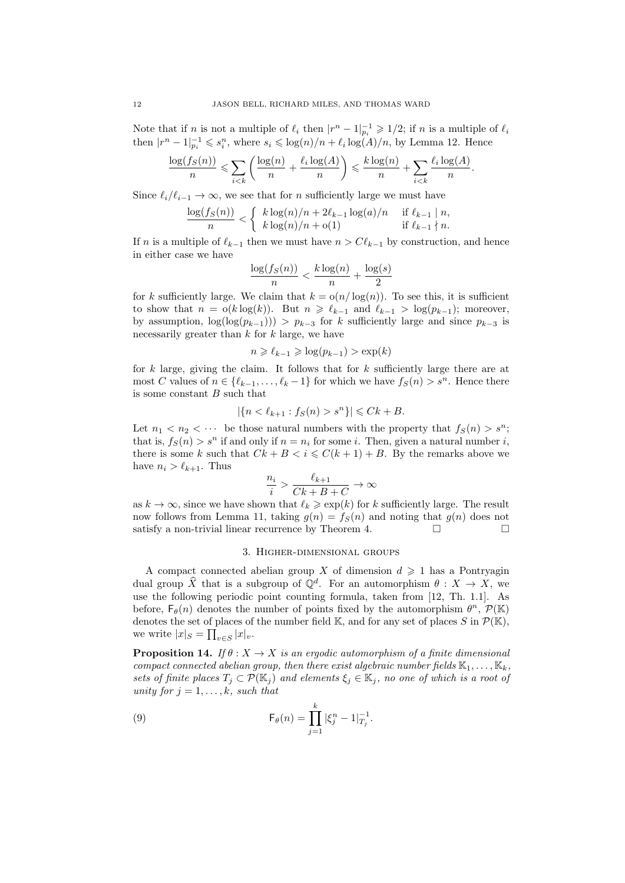Note that if $n$ is not a multiple of $\ell_i$ then $|r^n - 1|_{p_i}^{-1} \geqslant 1/2$; if $n$ is a multiple of $\ell_i$ then $|r^n - 1|_{p_i}^{-1} \leqslant s_i^n$, where $s_i \leqslant \log(n)/n + \ell_i \log(A)/n$, by Lemma 12. Hence

$$\frac{\log(f_S(n))}{n} \leqslant \sum_{i<k} \left( \frac{\log(n)}{n} + \frac{\ell_i \log(A)}{n} \right) \leqslant \frac{k \log(n)}{n} + \sum_{i<k} \frac{\ell_i \log(A)}{n}.$$

Since $\ell_i/\ell_{i-1} \to \infty$, we see that for $n$ sufficiently large we must have

$$\frac{\log(f_S(n))}{n} < \begin{cases} k\log(n)/n + 2\ell_{k-1}\log(a)/n & \text{if } \ell_{k-1} \mid n, \\ k\log(n)/n + \mathrm{o}(1) & \text{if } \ell_{k-1} \nmid n. \end{cases}$$

If $n$ is a multiple of $\ell_{k-1}$ then we must have $n > C\ell_{k-1}$ by construction, and hence in either case we have

$$\frac{\log(f_S(n))}{n} < \frac{k\log(n)}{n} + \frac{\log(s)}{2}$$

for $k$ sufficiently large. We claim that $k = \mathrm{o}(n/\log(n))$. To see this, it is sufficient to show that $n = \mathrm{o}(k\log(k))$. But $n \geqslant \ell_{k-1}$ and $\ell_{k-1} > \log(p_{k-1})$; moreover, by assumption, $\log(\log(p_{k-1}))) > p_{k-3}$ for $k$ sufficiently large and since $p_{k-3}$ is necessarily greater than $k$ for $k$ large, we have

$$n \geqslant \ell_{k-1} \geqslant \log(p_{k-1}) > \exp(k)$$

for $k$ large, giving the claim. It follows that for $k$ sufficiently large there are at most $C$ values of $n \in \{\ell_{k-1}, \dots, \ell_k - 1\}$ for which we have $f_S(n) > s^n$. Hence there is some constant $B$ such that

$$|\{n < \ell_{k+1} : f_S(n) > s^n\}| \leqslant Ck + B.$$

Let $n_1 < n_2 < \cdots$ be those natural numbers with the property that $f_S(n) > s^n$; that is, $f_S(n) > s^n$ if and only if $n = n_i$ for some $i$. Then, given a natural number $i$, there is some $k$ such that $Ck + B < i \leqslant C(k+1) + B$. By the remarks above we have $n_i > \ell_{k+1}$. Thus

$$\frac{n_i}{i} > \frac{\ell_{k+1}}{Ck + B + C} \to \infty$$

as $k \to \infty$, since we have shown that $\ell_k \geqslant \exp(k)$ for $k$ sufficiently large. The result now follows from Lemma 11, taking $g(n) = f_S(n)$ and noting that $g(n)$ does not satisfy a non-trivial linear recurrence by Theorem 4. □ □

## 3. Higher-dimensional groups

A compact connected abelian group $X$ of dimension $d \geqslant 1$ has a Pontryagin dual group $\widehat{X}$ that is a subgroup of $\mathbb{Q}^d$. For an automorphism $\theta : X \to X$, we use the following periodic point counting formula, taken from [12, Th. 1.1]. As before, $\mathsf{F}_\theta(n)$ denotes the number of points fixed by the automorphism $\theta^n$, $\mathcal{P}(\mathbb{K})$ denotes the set of places of the number field $\mathbb{K}$, and for any set of places $S$ in $\mathcal{P}(\mathbb{K})$, we write $|x|_S = \prod_{v \in S} |x|_v$.

**Proposition 14.** *If $\theta : X \to X$ is an ergodic automorphism of a finite dimensional compact connected abelian group, then there exist algebraic number fields $\mathbb{K}_1, \dots, \mathbb{K}_k$, sets of finite places $T_j \subset \mathcal{P}(\mathbb{K}_j)$ and elements $\xi_j \in \mathbb{K}_j$, no one of which is a root of unity for $j = 1, \dots, k$, such that*

$$\mathsf{F}_\theta(n) = \prod_{j=1}^{k} |\xi_j^n - 1|_{T_j}^{-1}. \tag{9}$$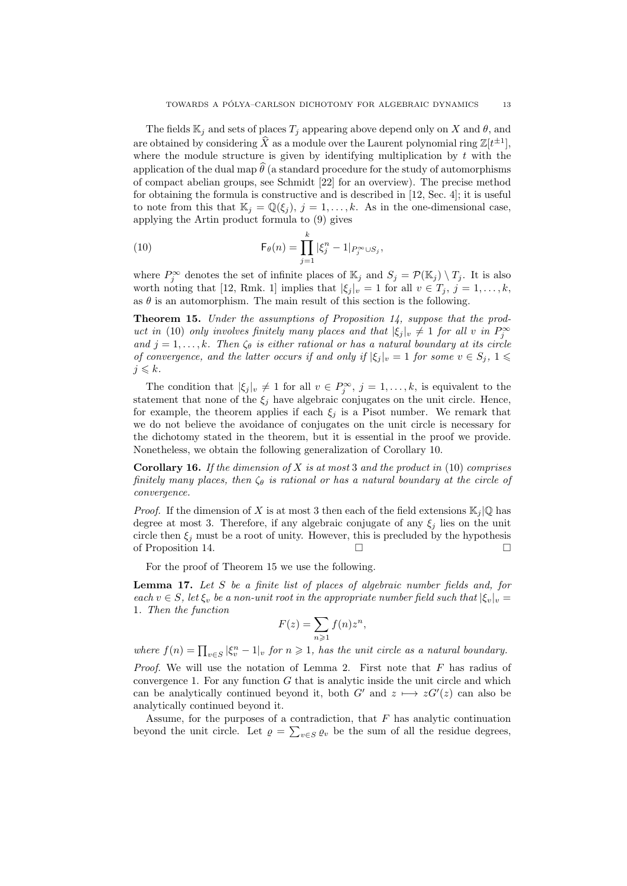The fields $\mathbb{K}_j$ and sets of places $T_j$ appearing above depend only on $X$ and $\theta$, and are obtained by considering $\widehat{X}$ as a module over the Laurent polynomial ring $\mathbb{Z}[t^{\pm 1}]$, where the module structure is given by identifying multiplication by $t$ with the application of the dual map $\widehat{\theta}$ (a standard procedure for the study of automorphisms of compact abelian groups, see Schmidt [22] for an overview). The precise method for obtaining the formula is constructive and is described in [12, Sec. 4]; it is useful to note from this that $\mathbb{K}_j = \mathbb{Q}(\xi_j)$, $j = 1, \ldots, k$. As in the one-dimensional case, applying the Artin product formula to (9) gives

$$\mathsf{F}_\theta(n) = \prod_{j=1}^{k} |\xi_j^n - 1|_{P_j^\infty \cup S_j}, \tag{10}$$

where $P_j^\infty$ denotes the set of infinite places of $\mathbb{K}_j$ and $S_j = \mathcal{P}(\mathbb{K}_j) \setminus T_j$. It is also worth noting that [12, Rmk. 1] implies that $|\xi_j|_v = 1$ for all $v \in T_j$, $j = 1, \ldots, k$, as $\theta$ is an automorphism. The main result of this section is the following.

**Theorem 15.** *Under the assumptions of Proposition 14, suppose that the product in* (10) *only involves finitely many places and that $|\xi_j|_v \neq 1$ for all $v$ in $P_j^\infty$ and $j = 1, \ldots, k$. Then $\zeta_\theta$ is either rational or has a natural boundary at its circle of convergence, and the latter occurs if and only if $|\xi_j|_v = 1$ for some $v \in S_j$, $1 \leqslant j \leqslant k$.*

The condition that $|\xi_j|_v \neq 1$ for all $v \in P_j^\infty$, $j = 1, \ldots, k$, is equivalent to the statement that none of the $\xi_j$ have algebraic conjugates on the unit circle. Hence, for example, the theorem applies if each $\xi_j$ is a Pisot number. We remark that we do not believe the avoidance of conjugates on the unit circle is necessary for the dichotomy stated in the theorem, but it is essential in the proof we provide. Nonetheless, we obtain the following generalization of Corollary 10.

**Corollary 16.** *If the dimension of $X$ is at most* 3 *and the product in* (10) *comprises finitely many places, then $\zeta_\theta$ is rational or has a natural boundary at the circle of convergence.*

*Proof.* If the dimension of $X$ is at most 3 then each of the field extensions $\mathbb{K}_j|\mathbb{Q}$ has degree at most 3. Therefore, if any algebraic conjugate of any $\xi_j$ lies on the unit circle then $\xi_j$ must be a root of unity. However, this is precluded by the hypothesis of Proposition 14. □ □

For the proof of Theorem 15 we use the following.

**Lemma 17.** *Let $S$ be a finite list of places of algebraic number fields and, for each $v \in S$, let $\xi_v$ be a non-unit root in the appropriate number field such that $|\xi_v|_v = 1$. Then the function*

$$F(z) = \sum_{n \geqslant 1} f(n) z^n,$$

*where $f(n) = \prod_{v \in S} |\xi_v^n - 1|_v$ for $n \geqslant 1$, has the unit circle as a natural boundary.*

*Proof.* We will use the notation of Lemma 2. First note that $F$ has radius of convergence 1. For any function $G$ that is analytic inside the unit circle and which can be analytically continued beyond it, both $G'$ and $z \longmapsto zG'(z)$ can also be analytically continued beyond it.

Assume, for the purposes of a contradiction, that $F$ has analytic continuation beyond the unit circle. Let $\varrho = \sum_{v \in S} \varrho_v$ be the sum of all the residue degrees,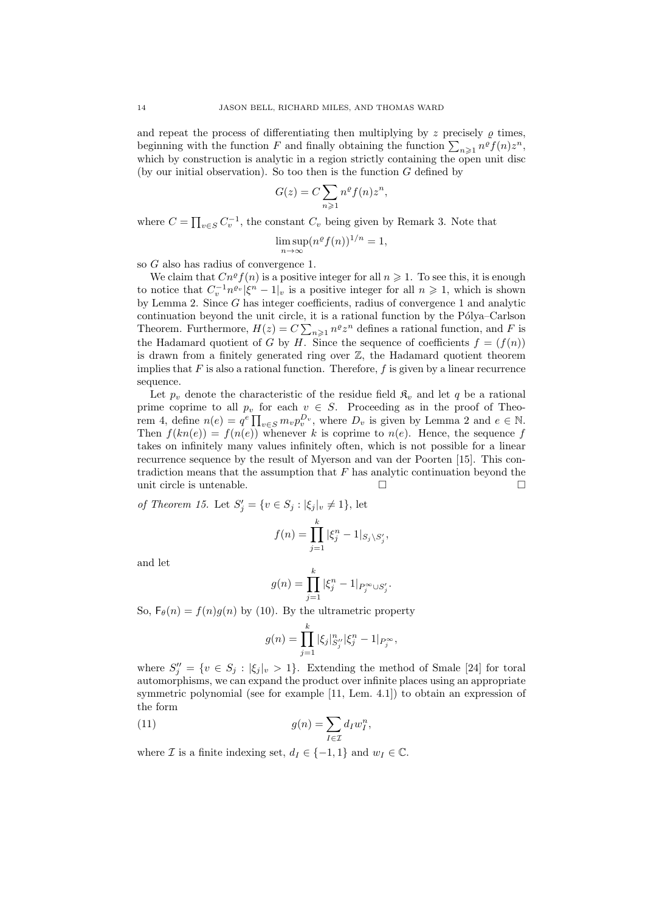and repeat the process of differentiating then multiplying by $z$ precisely $\varrho$ times, beginning with the function $F$ and finally obtaining the function $\sum_{n\geqslant 1} n^{\varrho} f(n) z^n$, which by construction is analytic in a region strictly containing the open unit disc (by our initial observation). So too then is the function $G$ defined by

$$G(z) = C\sum_{n\geqslant 1} n^{\varrho} f(n) z^n,$$

where $C = \prod_{v\in S} C_v^{-1}$, the constant $C_v$ being given by Remark 3. Note that

$$\limsup_{n\to\infty} (n^{\varrho} f(n))^{1/n} = 1,$$

so $G$ also has radius of convergence 1.

We claim that $Cn^{\varrho} f(n)$ is a positive integer for all $n \geqslant 1$. To see this, it is enough to notice that $C_v^{-1} n^{\varrho_v} |\xi^n - 1|_v$ is a positive integer for all $n \geqslant 1$, which is shown by Lemma 2. Since $G$ has integer coefficients, radius of convergence 1 and analytic continuation beyond the unit circle, it is a rational function by the Pólya–Carlson Theorem. Furthermore, $H(z) = C\sum_{n\geqslant 1} n^{\varrho} z^n$ defines a rational function, and $F$ is the Hadamard quotient of $G$ by $H$. Since the sequence of coefficients $f = (f(n))$ is drawn from a finitely generated ring over $\mathbb{Z}$, the Hadamard quotient theorem implies that $F$ is also a rational function. Therefore, $f$ is given by a linear recurrence sequence.

Let $p_v$ denote the characteristic of the residue field $\mathfrak{K}_v$ and let $q$ be a rational prime coprime to all $p_v$ for each $v \in S$. Proceeding as in the proof of Theorem 4, define $n(e) = q^e \prod_{v\in S} m_v p_v^{D_v}$, where $D_v$ is given by Lemma 2 and $e \in \mathbb{N}$. Then $f(kn(e)) = f(n(e))$ whenever $k$ is coprime to $n(e)$. Hence, the sequence $f$ takes on infinitely many values infinitely often, which is not possible for a linear recurrence sequence by the result of Myerson and van der Poorten [15]. This contradiction means that the assumption that $F$ has analytic continuation beyond the unit circle is untenable. □ □

*of Theorem 15.* Let $S_j' = \{v \in S_j : |\xi_j|_v \neq 1\}$, let

$$f(n) = \prod_{j=1}^{k} |\xi_j^n - 1|_{S_j \setminus S_j'},$$

and let

$$g(n) = \prod_{j=1}^{k} |\xi_j^n - 1|_{P_j^{\infty} \cup S_j'}.$$

So, $\mathsf{F}_{\theta}(n) = f(n)g(n)$ by (10). By the ultrametric property

$$g(n) = \prod_{j=1}^{k} |\xi_j|_{S_j''}^{n} |\xi_j^n - 1|_{P_j^{\infty}},$$

where $S_j'' = \{v \in S_j : |\xi_j|_v > 1\}$. Extending the method of Smale [24] for toral automorphisms, we can expand the product over infinite places using an appropriate symmetric polynomial (see for example [11, Lem. 4.1]) to obtain an expression of the form

$$g(n) = \sum_{I\in\mathcal{I}} d_I w_I^n, \tag{11}$$

where $\mathcal{I}$ is a finite indexing set, $d_I \in \{-1, 1\}$ and $w_I \in \mathbb{C}$.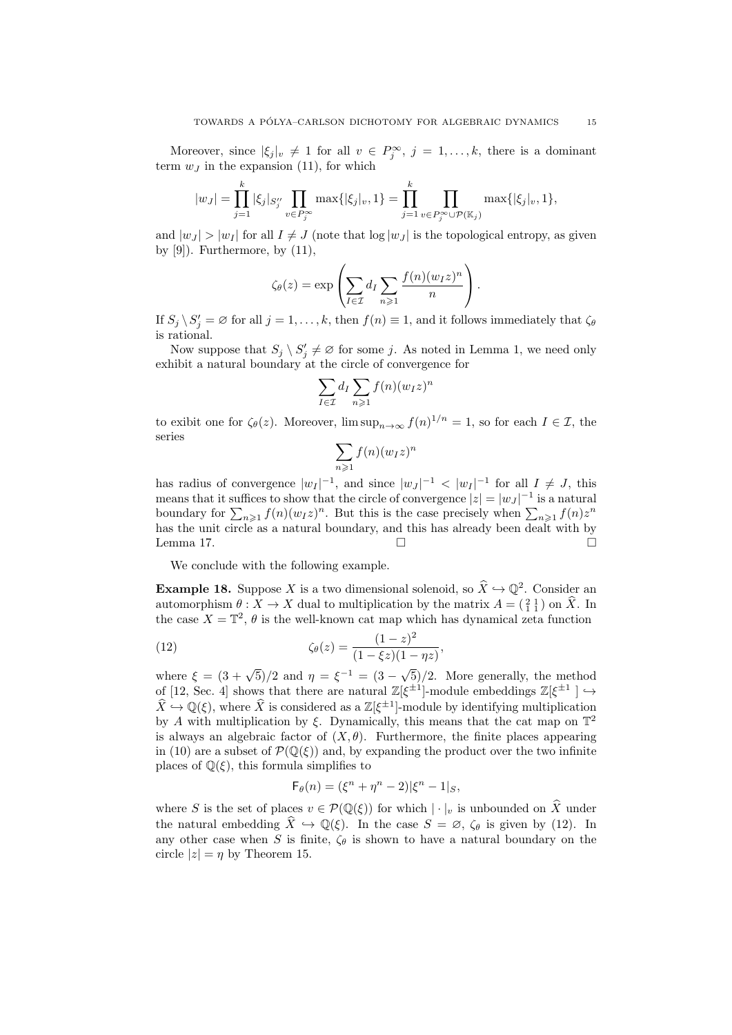Moreover, since $|\xi_j|_v \neq 1$ for all $v \in P_j^\infty$, $j = 1, \dots, k$, there is a dominant term $w_J$ in the expansion (11), for which

$$|w_J| = \prod_{j=1}^{k} |\xi_j|_{S_j''} \prod_{v \in P_j^\infty} \max\{|\xi_j|_v, 1\} = \prod_{j=1}^{k} \prod_{v \in P_j^\infty \cup \mathcal{P}(\mathbb{K}_j)} \max\{|\xi_j|_v, 1\},$$

and $|w_J| > |w_I|$ for all $I \neq J$ (note that $\log |w_J|$ is the topological entropy, as given by [9]). Furthermore, by (11),

$$\zeta_\theta(z) = \exp\left(\sum_{I \in \mathcal{I}} d_I \sum_{n \geqslant 1} \frac{f(n)(w_I z)^n}{n}\right).$$

If $S_j \setminus S_j' = \varnothing$ for all $j = 1, \dots, k$, then $f(n) \equiv 1$, and it follows immediately that $\zeta_\theta$ is rational.

Now suppose that $S_j \setminus S_j' \neq \varnothing$ for some $j$. As noted in Lemma 1, we need only exhibit a natural boundary at the circle of convergence for

$$\sum_{I \in \mathcal{I}} d_I \sum_{n \geqslant 1} f(n)(w_I z)^n$$

to exibit one for $\zeta_\theta(z)$. Moreover, $\limsup_{n\to\infty} f(n)^{1/n} = 1$, so for each $I \in \mathcal{I}$, the series

$$\sum_{n \geqslant 1} f(n)(w_I z)^n$$

has radius of convergence $|w_I|^{-1}$, and since $|w_J|^{-1} < |w_I|^{-1}$ for all $I \neq J$, this means that it suffices to show that the circle of convergence $|z| = |w_J|^{-1}$ is a natural boundary for $\sum_{n \geqslant 1} f(n)(w_J z)^n$. But this is the case precisely when $\sum_{n \geqslant 1} f(n) z^n$ has the unit circle as a natural boundary, and this has already been dealt with by Lemma 17. □ □

We conclude with the following example.

**Example 18.** Suppose $X$ is a two dimensional solenoid, so $\widehat{X} \hookrightarrow \mathbb{Q}^2$. Consider an automorphism $\theta : X \to X$ dual to multiplication by the matrix $A = \left(\begin{smallmatrix} 2 & 1 \\ 1 & 1 \end{smallmatrix}\right)$ on $\widehat{X}$. In the case $X = \mathbb{T}^2$, $\theta$ is the well-known cat map which has dynamical zeta function

$$\zeta_\theta(z) = \frac{(1-z)^2}{(1-\xi z)(1-\eta z)}, \tag{12}$$

where $\xi = (3+\sqrt{5})/2$ and $\eta = \xi^{-1} = (3-\sqrt{5})/2$. More generally, the method of [12, Sec. 4] shows that there are natural $\mathbb{Z}[\xi^{\pm 1}]$-module embeddings $\mathbb{Z}[\xi^{\pm 1}] \hookrightarrow \widehat{X} \hookrightarrow \mathbb{Q}(\xi)$, where $\widehat{X}$ is considered as a $\mathbb{Z}[\xi^{\pm 1}]$-module by identifying multiplication by $A$ with multiplication by $\xi$. Dynamically, this means that the cat map on $\mathbb{T}^2$ is always an algebraic factor of $(X, \theta)$. Furthermore, the finite places appearing in (10) are a subset of $\mathcal{P}(\mathbb{Q}(\xi))$ and, by expanding the product over the two infinite places of $\mathbb{Q}(\xi)$, this formula simplifies to

$$\mathsf{F}_\theta(n) = (\xi^n + \eta^n - 2)|\xi^n - 1|_S,$$

where $S$ is the set of places $v \in \mathcal{P}(\mathbb{Q}(\xi))$ for which $|\cdot|_v$ is unbounded on $\widehat{X}$ under the natural embedding $\widehat{X} \hookrightarrow \mathbb{Q}(\xi)$. In the case $S = \varnothing$, $\zeta_\theta$ is given by (12). In any other case when $S$ is finite, $\zeta_\theta$ is shown to have a natural boundary on the circle $|z| = \eta$ by Theorem 15.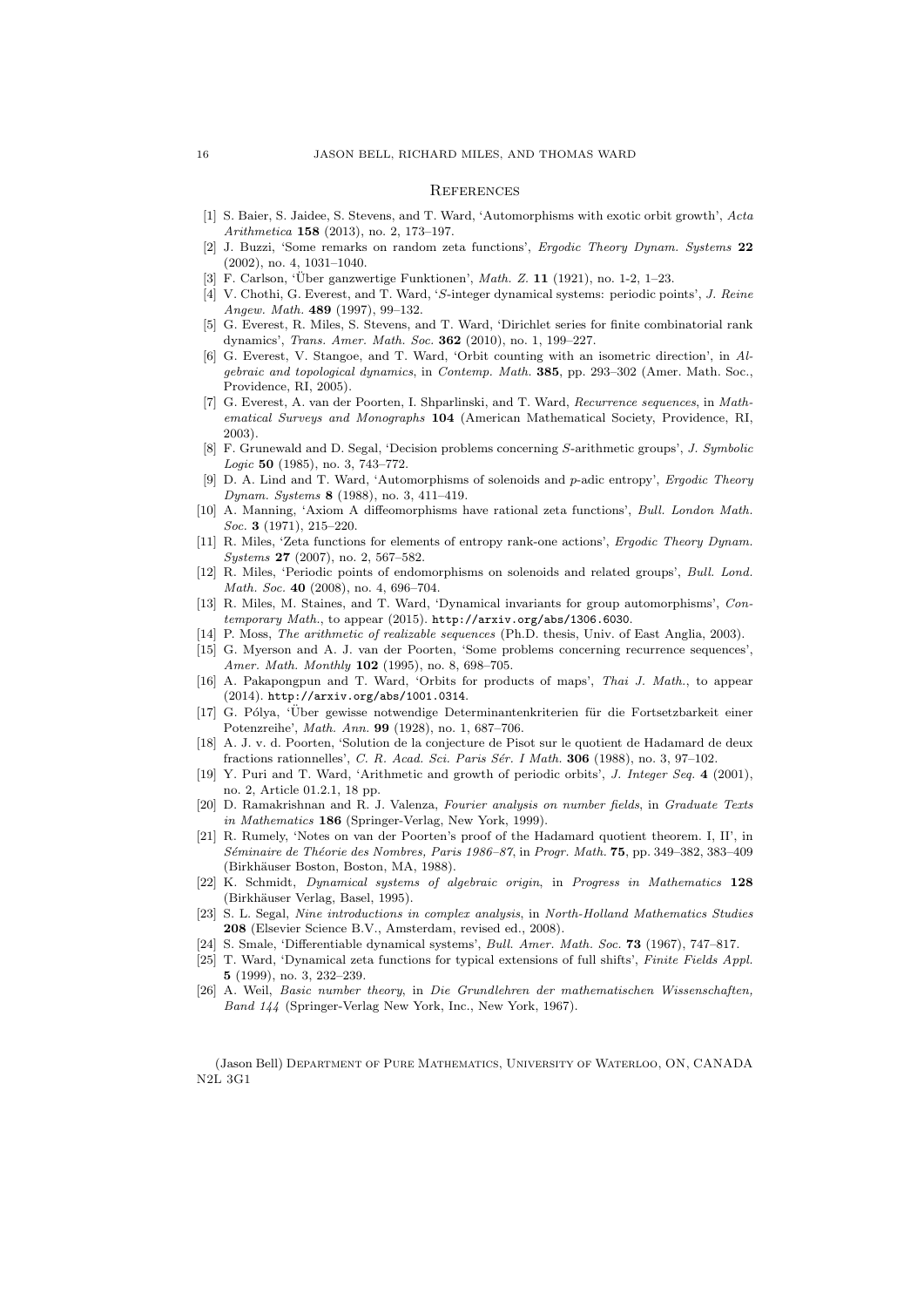## References

[1] S. Baier, S. Jaidee, S. Stevens, and T. Ward, 'Automorphisms with exotic orbit growth', *Acta Arithmetica* **158** (2013), no. 2, 173–197.

[2] J. Buzzi, 'Some remarks on random zeta functions', *Ergodic Theory Dynam. Systems* **22** (2002), no. 4, 1031–1040.

[3] F. Carlson, 'Über ganzwertige Funktionen', *Math. Z.* **11** (1921), no. 1-2, 1–23.

[4] V. Chothi, G. Everest, and T. Ward, '$S$-integer dynamical systems: periodic points', *J. Reine Angew. Math.* **489** (1997), 99–132.

[5] G. Everest, R. Miles, S. Stevens, and T. Ward, 'Dirichlet series for finite combinatorial rank dynamics', *Trans. Amer. Math. Soc.* **362** (2010), no. 1, 199–227.

[6] G. Everest, V. Stangoe, and T. Ward, 'Orbit counting with an isometric direction', in *Algebraic and topological dynamics*, in *Contemp. Math.* **385**, pp. 293–302 (Amer. Math. Soc., Providence, RI, 2005).

[7] G. Everest, A. van der Poorten, I. Shparlinski, and T. Ward, *Recurrence sequences*, in *Mathematical Surveys and Monographs* **104** (American Mathematical Society, Providence, RI, 2003).

[8] F. Grunewald and D. Segal, 'Decision problems concerning $S$-arithmetic groups', *J. Symbolic Logic* **50** (1985), no. 3, 743–772.

[9] D. A. Lind and T. Ward, 'Automorphisms of solenoids and $p$-adic entropy', *Ergodic Theory Dynam. Systems* **8** (1988), no. 3, 411–419.

[10] A. Manning, 'Axiom A diffeomorphisms have rational zeta functions', *Bull. London Math. Soc.* **3** (1971), 215–220.

[11] R. Miles, 'Zeta functions for elements of entropy rank-one actions', *Ergodic Theory Dynam. Systems* **27** (2007), no. 2, 567–582.

[12] R. Miles, 'Periodic points of endomorphisms on solenoids and related groups', *Bull. Lond. Math. Soc.* **40** (2008), no. 4, 696–704.

[13] R. Miles, M. Staines, and T. Ward, 'Dynamical invariants for group automorphisms', *Contemporary Math.*, to appear (2015). http://arxiv.org/abs/1306.6030.

[14] P. Moss, *The arithmetic of realizable sequences* (Ph.D. thesis, Univ. of East Anglia, 2003).

[15] G. Myerson and A. J. van der Poorten, 'Some problems concerning recurrence sequences', *Amer. Math. Monthly* **102** (1995), no. 8, 698–705.

[16] A. Pakapongpun and T. Ward, 'Orbits for products of maps', *Thai J. Math.*, to appear (2014). http://arxiv.org/abs/1001.0314.

[17] G. Pólya, 'Über gewisse notwendige Determinantenkriterien für die Fortsetzbarkeit einer Potenzreihe', *Math. Ann.* **99** (1928), no. 1, 687–706.

[18] A. J. v. d. Poorten, 'Solution de la conjecture de Pisot sur le quotient de Hadamard de deux fractions rationnelles', *C. R. Acad. Sci. Paris Sér. I Math.* **306** (1988), no. 3, 97–102.

[19] Y. Puri and T. Ward, 'Arithmetic and growth of periodic orbits', *J. Integer Seq.* **4** (2001), no. 2, Article 01.2.1, 18 pp.

[20] D. Ramakrishnan and R. J. Valenza, *Fourier analysis on number fields*, in *Graduate Texts in Mathematics* **186** (Springer-Verlag, New York, 1999).

[21] R. Rumely, 'Notes on van der Poorten's proof of the Hadamard quotient theorem. I, II', in *Séminaire de Théorie des Nombres, Paris 1986–87*, in *Progr. Math.* **75**, pp. 349–382, 383–409 (Birkhäuser Boston, Boston, MA, 1988).

[22] K. Schmidt, *Dynamical systems of algebraic origin*, in *Progress in Mathematics* **128** (Birkhäuser Verlag, Basel, 1995).

[23] S. L. Segal, *Nine introductions in complex analysis*, in *North-Holland Mathematics Studies* **208** (Elsevier Science B.V., Amsterdam, revised ed., 2008).

[24] S. Smale, 'Differentiable dynamical systems', *Bull. Amer. Math. Soc.* **73** (1967), 747–817.

[25] T. Ward, 'Dynamical zeta functions for typical extensions of full shifts', *Finite Fields Appl.* **5** (1999), no. 3, 232–239.

[26] A. Weil, *Basic number theory*, in *Die Grundlehren der mathematischen Wissenschaften, Band 144* (Springer-Verlag New York, Inc., New York, 1967).

(Jason Bell) Department of Pure Mathematics, University of Waterloo, ON, CANADA N2L 3G1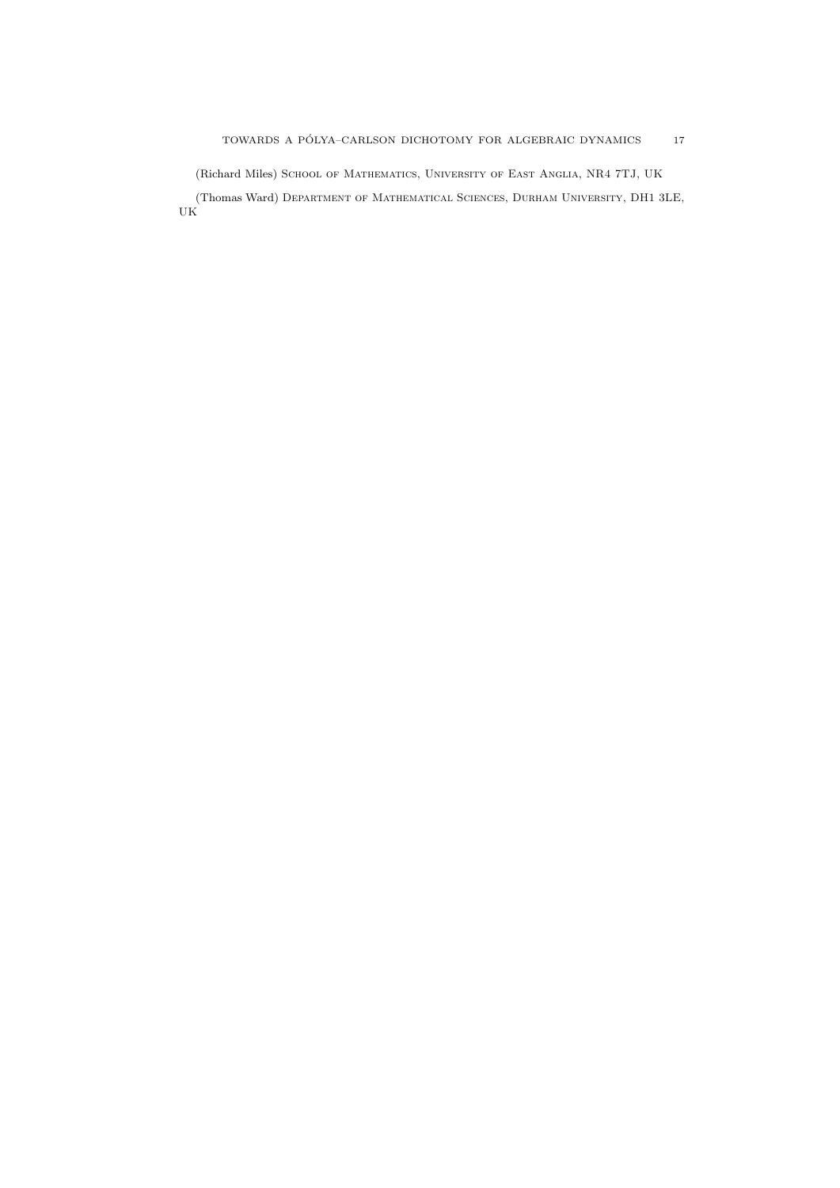(Richard Miles) School of Mathematics, University of East Anglia, NR4 7TJ, UK

(Thomas Ward) Department of Mathematical Sciences, Durham University, DH1 3LE, UK